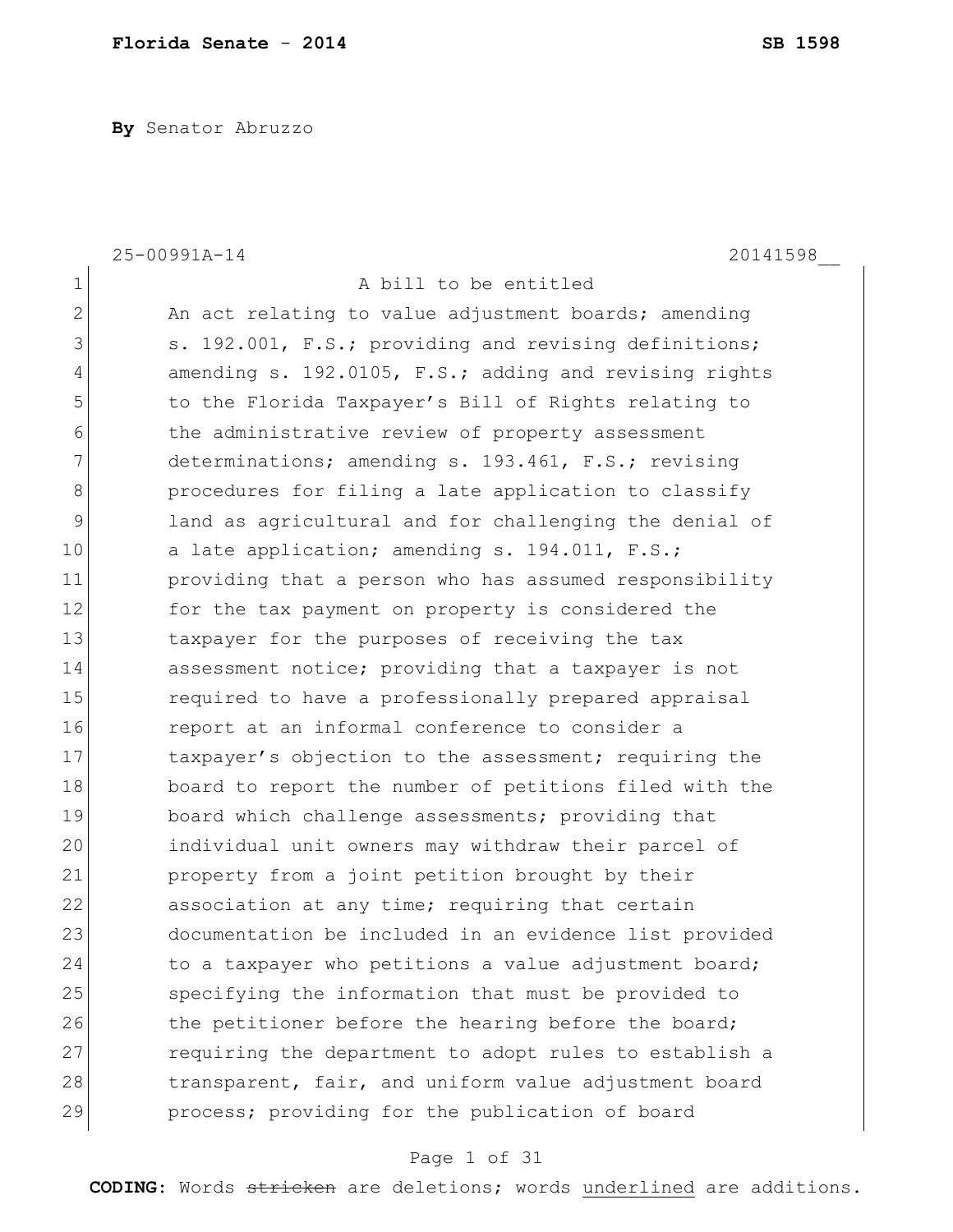**By** Senator Abruzzo

25-00991A-14 20141598__

1 A bill to be entitled
2 An act relating to value adjustment boards; amending
3 s. 192.001, F.S.; providing and revising definitions;
4 amending s. 192.0105, F.S.; adding and revising rights
5 to the Florida Taxpayer's Bill of Rights relating to
6 the administrative review of property assessment
7 determinations; amending s. 193.461, F.S.; revising
8 procedures for filing a late application to classify
9 land as agricultural and for challenging the denial of
10 a late application; amending s. 194.011, F.S.;
11 providing that a person who has assumed responsibility
12 for the tax payment on property is considered the
13 taxpayer for the purposes of receiving the tax
14 assessment notice; providing that a taxpayer is not
15 required to have a professionally prepared appraisal
16 report at an informal conference to consider a
17 taxpayer's objection to the assessment; requiring the
18 board to report the number of petitions filed with the
19 board which challenge assessments; providing that
20 individual unit owners may withdraw their parcel of
21 property from a joint petition brought by their
22 association at any time; requiring that certain
23 documentation be included in an evidence list provided
24 to a taxpayer who petitions a value adjustment board;
25 specifying the information that must be provided to
26 the petitioner before the hearing before the board;
27 requiring the department to adopt rules to establish a
28 transparent, fair, and uniform value adjustment board
29 process; providing for the publication of board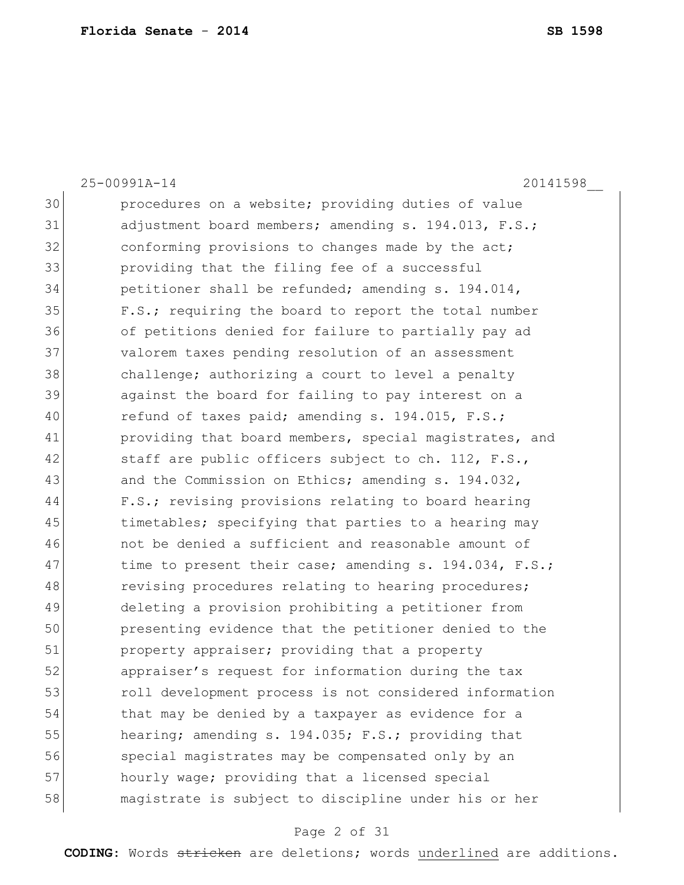25-00991A-14 20141598__

30 procedures on a website; providing duties of value
31 adjustment board members; amending s. 194.013, F.S.;
32 conforming provisions to changes made by the act;
33 providing that the filing fee of a successful
34 petitioner shall be refunded; amending s. 194.014,
35 F.S.; requiring the board to report the total number
36 of petitions denied for failure to partially pay ad
37 valorem taxes pending resolution of an assessment
38 challenge; authorizing a court to level a penalty
39 against the board for failing to pay interest on a
40 refund of taxes paid; amending s. 194.015, F.S.;
41 providing that board members, special magistrates, and
42 staff are public officers subject to ch. 112, F.S.,
43 and the Commission on Ethics; amending s. 194.032,
44 F.S.; revising provisions relating to board hearing
45 timetables; specifying that parties to a hearing may
46 not be denied a sufficient and reasonable amount of
47 time to present their case; amending s. 194.034, F.S.;
48 revising procedures relating to hearing procedures;
49 deleting a provision prohibiting a petitioner from
50 presenting evidence that the petitioner denied to the
51 property appraiser; providing that a property
52 appraiser's request for information during the tax
53 roll development process is not considered information
54 that may be denied by a taxpayer as evidence for a
55 hearing; amending s. 194.035; F.S.; providing that
56 special magistrates may be compensated only by an
57 hourly wage; providing that a licensed special
58 magistrate is subject to discipline under his or her

**CODING:** Words ~~stricken~~ are deletions; words <u>underlined</u> are additions.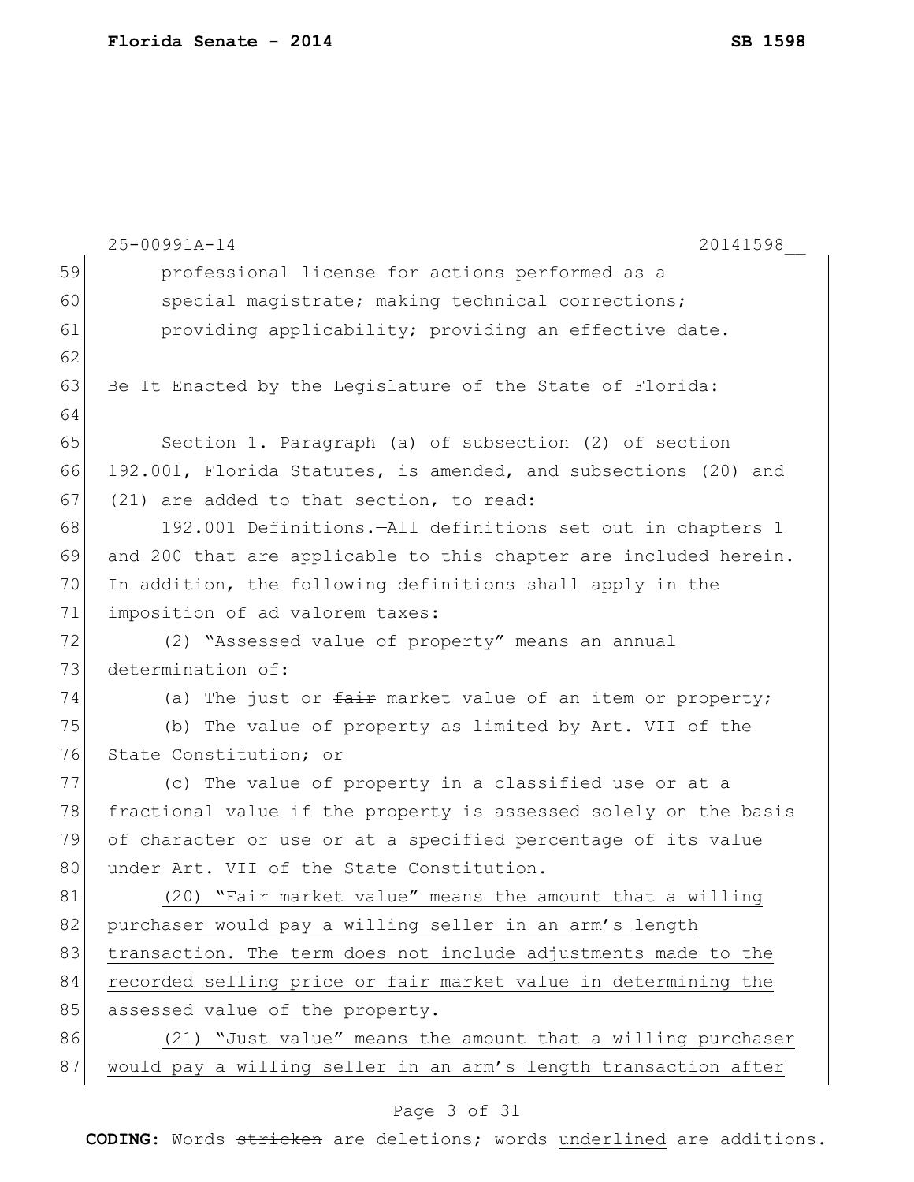professional license for actions performed as a special magistrate; making technical corrections; providing applicability; providing an effective date.

Be It Enacted by the Legislature of the State of Florida:

Section 1. Paragraph (a) of subsection (2) of section 192.001, Florida Statutes, is amended, and subsections (20) and (21) are added to that section, to read:

192.001 Definitions.—All definitions set out in chapters 1 and 200 that are applicable to this chapter are included herein. In addition, the following definitions shall apply in the imposition of ad valorem taxes:

(2) "Assessed value of property" means an annual determination of:

(a) The just or ~~fair~~ market value of an item or property;

(b) The value of property as limited by Art. VII of the State Constitution; or

(c) The value of property in a classified use or at a fractional value if the property is assessed solely on the basis of character or use or at a specified percentage of its value under Art. VII of the State Constitution.

<u>(20) "Fair market value" means the amount that a willing purchaser would pay a willing seller in an arm's length transaction. The term does not include adjustments made to the recorded selling price or fair market value in determining the assessed value of the property.</u>

<u>(21) "Just value" means the amount that a willing purchaser would pay a willing seller in an arm's length transaction after</u>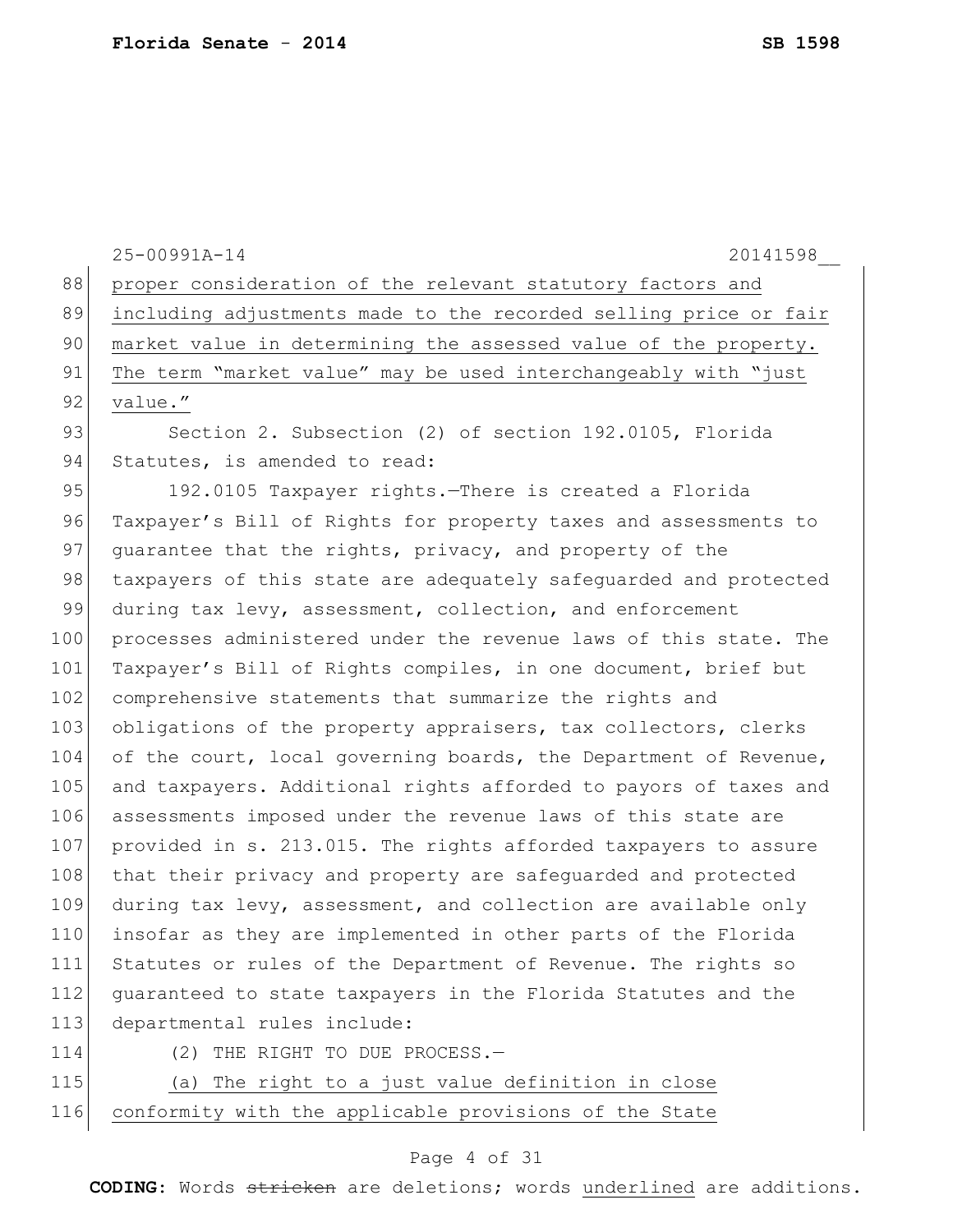proper consideration of the relevant statutory factors and including adjustments made to the recorded selling price or fair market value in determining the assessed value of the property. The term "market value" may be used interchangeably with "just value."

Section 2. Subsection (2) of section 192.0105, Florida Statutes, is amended to read:

192.0105 Taxpayer rights.—There is created a Florida Taxpayer's Bill of Rights for property taxes and assessments to guarantee that the rights, privacy, and property of the taxpayers of this state are adequately safeguarded and protected during tax levy, assessment, collection, and enforcement processes administered under the revenue laws of this state. The Taxpayer's Bill of Rights compiles, in one document, brief but comprehensive statements that summarize the rights and obligations of the property appraisers, tax collectors, clerks of the court, local governing boards, the Department of Revenue, and taxpayers. Additional rights afforded to payors of taxes and assessments imposed under the revenue laws of this state are provided in s. 213.015. The rights afforded taxpayers to assure that their privacy and property are safeguarded and protected during tax levy, assessment, and collection are available only insofar as they are implemented in other parts of the Florida Statutes or rules of the Department of Revenue. The rights so guaranteed to state taxpayers in the Florida Statutes and the departmental rules include:

(2) THE RIGHT TO DUE PROCESS.—

(a) The right to a just value definition in close conformity with the applicable provisions of the State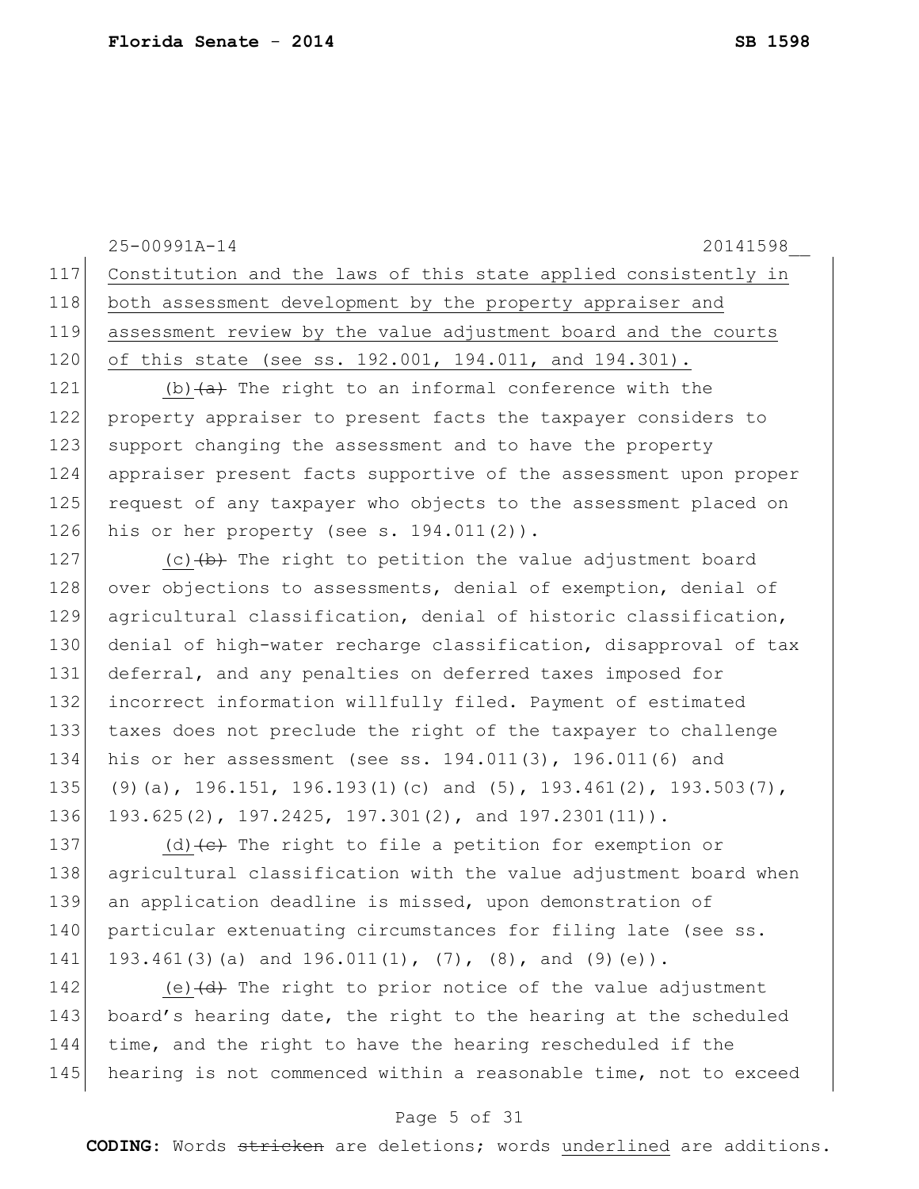25-00991A-14 20141598__

117 Constitution and the laws of this state applied consistently in
118 both assessment development by the property appraiser and
119 assessment review by the value adjustment board and the courts
120 of this state (see ss. 192.001, 194.011, and 194.301).

121 (b) ~~(a)~~ The right to an informal conference with the
122 property appraiser to present facts the taxpayer considers to
123 support changing the assessment and to have the property
124 appraiser present facts supportive of the assessment upon proper
125 request of any taxpayer who objects to the assessment placed on
126 his or her property (see s. 194.011(2)).

127 (c) ~~(b)~~ The right to petition the value adjustment board
128 over objections to assessments, denial of exemption, denial of
129 agricultural classification, denial of historic classification,
130 denial of high-water recharge classification, disapproval of tax
131 deferral, and any penalties on deferred taxes imposed for
132 incorrect information willfully filed. Payment of estimated
133 taxes does not preclude the right of the taxpayer to challenge
134 his or her assessment (see ss. 194.011(3), 196.011(6) and
135 (9)(a), 196.151, 196.193(1)(c) and (5), 193.461(2), 193.503(7),
136 193.625(2), 197.2425, 197.301(2), and 197.2301(11)).

137 (d) ~~(c)~~ The right to file a petition for exemption or
138 agricultural classification with the value adjustment board when
139 an application deadline is missed, upon demonstration of
140 particular extenuating circumstances for filing late (see ss.
141 193.461(3)(a) and 196.011(1), (7), (8), and (9)(e)).

142 (e) ~~(d)~~ The right to prior notice of the value adjustment
143 board's hearing date, the right to the hearing at the scheduled
144 time, and the right to have the hearing rescheduled if the
145 hearing is not commenced within a reasonable time, not to exceed

**CODING:** Words ~~stricken~~ are deletions; words underlined are additions.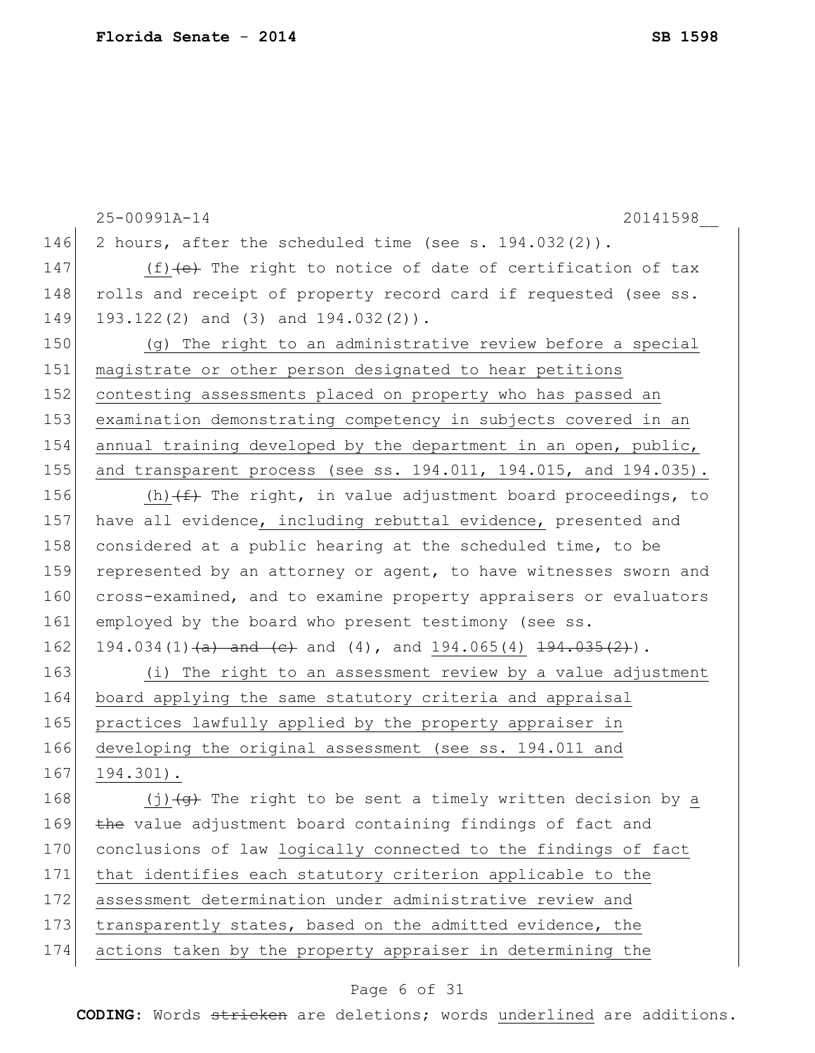25-00991A-14 20141598__

146 2 hours, after the scheduled time (see s. 194.032(2)).

147 (f)~~(e)~~ The right to notice of date of certification of tax
148 rolls and receipt of property record card if requested (see ss.
149 193.122(2) and (3) and 194.032(2)).

150 <u>(g) The right to an administrative review before a special</u>
151 <u>magistrate or other person designated to hear petitions</u>
152 <u>contesting assessments placed on property who has passed an</u>
153 <u>examination demonstrating competency in subjects covered in an</u>
154 <u>annual training developed by the department in an open, public,</u>
155 <u>and transparent process (see ss. 194.011, 194.015, and 194.035).</u>

156 <u>(h)</u>~~(f)~~ The right, in value adjustment board proceedings, to
157 have all evidence<u>, including rebuttal evidence,</u> presented and
158 considered at a public hearing at the scheduled time, to be
159 represented by an attorney or agent, to have witnesses sworn and
160 cross-examined, and to examine property appraisers or evaluators
161 employed by the board who present testimony (see ss.
162 194.034(1)~~(a) and (c)~~ and (4), and <u>194.065(4)</u> ~~194.035(2)~~).

163 <u>(i) The right to an assessment review by a value adjustment</u>
164 <u>board applying the same statutory criteria and appraisal</u>
165 <u>practices lawfully applied by the property appraiser in</u>
166 <u>developing the original assessment (see ss. 194.011 and</u>
167 <u>194.301).</u>

168 <u>(j)</u>~~(g)~~ The right to be sent a timely written decision by <u>a</u>
169 ~~the~~ value adjustment board containing findings of fact and
170 conclusions of law <u>logically connected to the findings of fact</u>
171 <u>that identifies each statutory criterion applicable to the</u>
172 <u>assessment determination under administrative review and</u>
173 <u>transparently states, based on the admitted evidence, the</u>
174 <u>actions taken by the property appraiser in determining the</u>

**CODING:** Words ~~stricken~~ are deletions; words <u>underlined</u> are additions.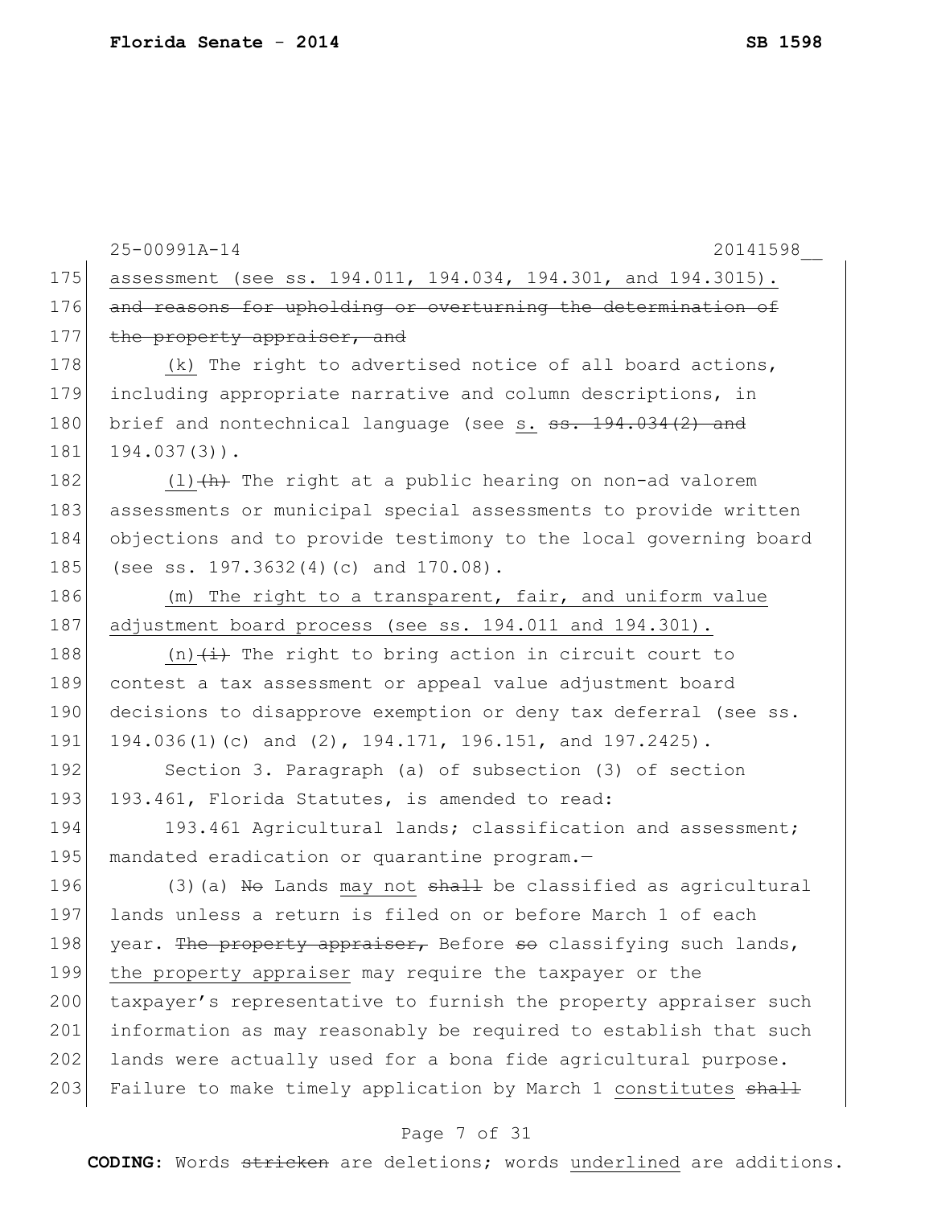25-00991A-14 20141598__

175 assessment (see ss. 194.011, 194.034, 194.301, and 194.3015).
176 ~~and reasons for upholding or overturning the determination of~~
177 ~~the property appraiser, and~~

178 (k) The right to advertised notice of all board actions,
179 including appropriate narrative and column descriptions, in
180 brief and nontechnical language (see s. ~~ss. 194.034(2) and~~
181 194.037(3)).

182 (l)~~(h)~~ The right at a public hearing on non-ad valorem
183 assessments or municipal special assessments to provide written
184 objections and to provide testimony to the local governing board
185 (see ss. 197.3632(4)(c) and 170.08).

186 (m) The right to a transparent, fair, and uniform value
187 adjustment board process (see ss. 194.011 and 194.301).

188 (n)~~(i)~~ The right to bring action in circuit court to
189 contest a tax assessment or appeal value adjustment board
190 decisions to disapprove exemption or deny tax deferral (see ss.
191 194.036(1)(c) and (2), 194.171, 196.151, and 197.2425).

192 Section 3. Paragraph (a) of subsection (3) of section
193 193.461, Florida Statutes, is amended to read:

194 193.461 Agricultural lands; classification and assessment;
195 mandated eradication or quarantine program.—

196 (3)(a) ~~No~~ Lands may not ~~shall~~ be classified as agricultural
197 lands unless a return is filed on or before March 1 of each
198 year. ~~The property appraiser,~~ Before ~~so~~ classifying such lands,
199 the property appraiser may require the taxpayer or the
200 taxpayer's representative to furnish the property appraiser such
201 information as may reasonably be required to establish that such
202 lands were actually used for a bona fide agricultural purpose.
203 Failure to make timely application by March 1 constitutes ~~shall~~

**CODING:** Words ~~stricken~~ are deletions; words underlined are additions.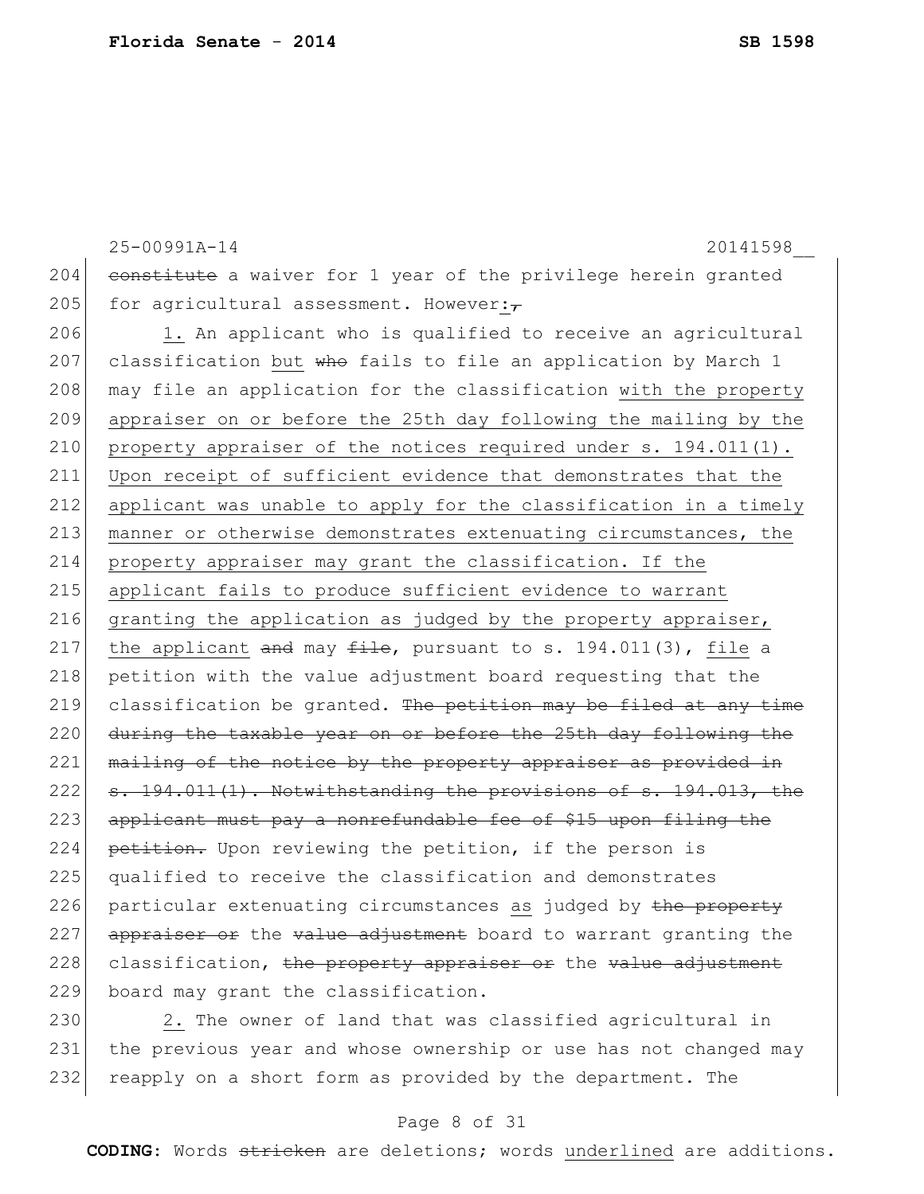25-00991A-14 20141598__

204 ~~constitute~~ a waiver for 1 year of the privilege herein granted
205 for agricultural assessment. However:~~,~~

206 1. An applicant who is qualified to receive an agricultural
207 classification but ~~who~~ fails to file an application by March 1
208 may file an application for the classification with the property
209 appraiser on or before the 25th day following the mailing by the
210 property appraiser of the notices required under s. 194.011(1).
211 Upon receipt of sufficient evidence that demonstrates that the
212 applicant was unable to apply for the classification in a timely
213 manner or otherwise demonstrates extenuating circumstances, the
214 property appraiser may grant the classification. If the
215 applicant fails to produce sufficient evidence to warrant
216 granting the application as judged by the property appraiser,
217 the applicant ~~and~~ may ~~file~~, pursuant to s. 194.011(3), file a
218 petition with the value adjustment board requesting that the
219 classification be granted. ~~The petition may be filed at any time~~
220 ~~during the taxable year on or before the 25th day following the~~
221 ~~mailing of the notice by the property appraiser as provided in~~
222 ~~s. 194.011(1). Notwithstanding the provisions of s. 194.013, the~~
223 ~~applicant must pay a nonrefundable fee of $15 upon filing the~~
224 ~~petition.~~ Upon reviewing the petition, if the person is
225 qualified to receive the classification and demonstrates
226 particular extenuating circumstances as judged by ~~the property~~
227 ~~appraiser or~~ the ~~value adjustment~~ board to warrant granting the
228 classification, ~~the property appraiser or~~ the ~~value adjustment~~
229 board may grant the classification.

230 2. The owner of land that was classified agricultural in
231 the previous year and whose ownership or use has not changed may
232 reapply on a short form as provided by the department. The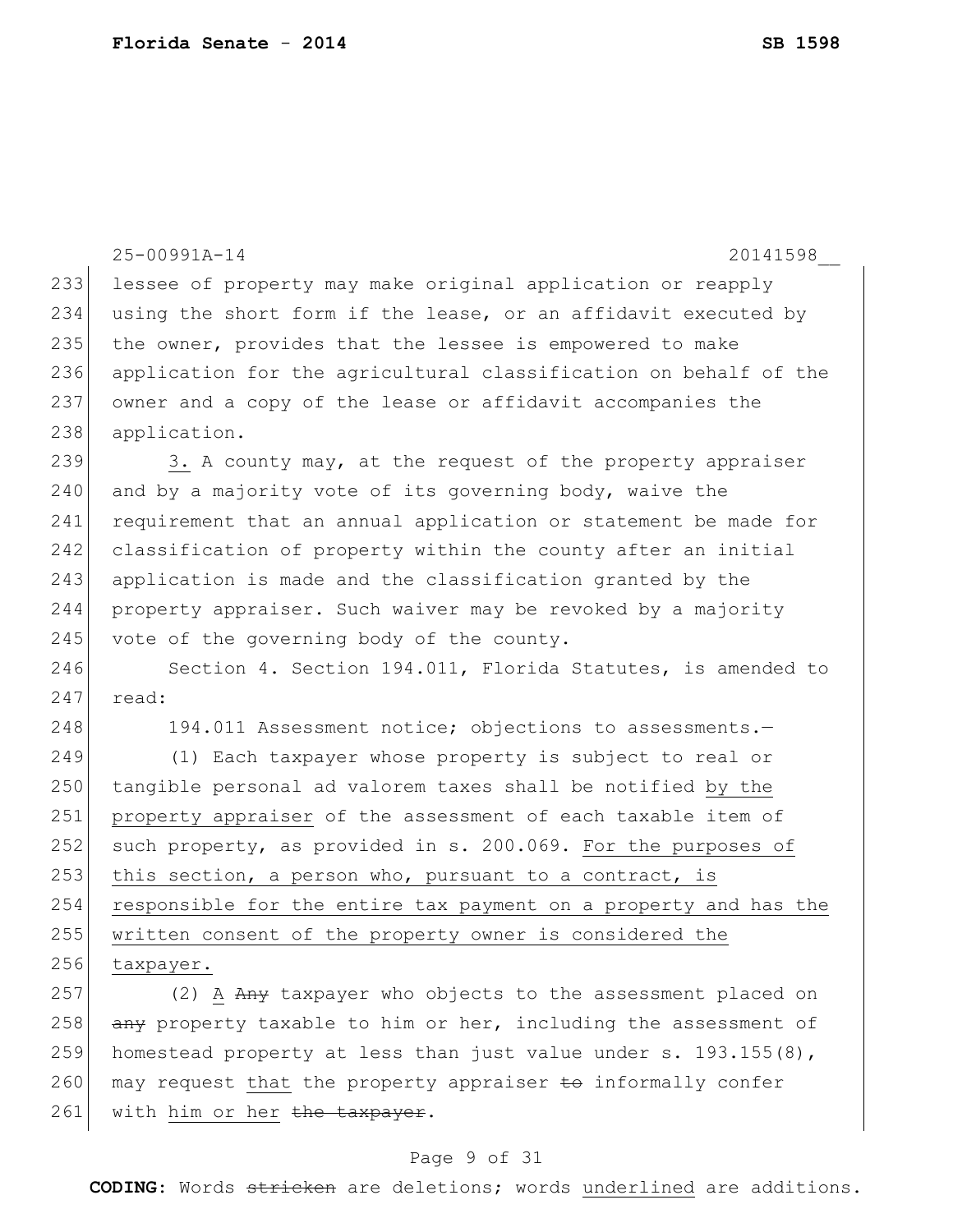25-00991A-14 20141598__

233 lessee of property may make original application or reapply
234 using the short form if the lease, or an affidavit executed by
235 the owner, provides that the lessee is empowered to make
236 application for the agricultural classification on behalf of the
237 owner and a copy of the lease or affidavit accompanies the
238 application.

239 <u>3.</u> A county may, at the request of the property appraiser
240 and by a majority vote of its governing body, waive the
241 requirement that an annual application or statement be made for
242 classification of property within the county after an initial
243 application is made and the classification granted by the
244 property appraiser. Such waiver may be revoked by a majority
245 vote of the governing body of the county.

246 Section 4. Section 194.011, Florida Statutes, is amended to
247 read:

248 194.011 Assessment notice; objections to assessments.—

249 (1) Each taxpayer whose property is subject to real or
250 tangible personal ad valorem taxes shall be notified <u>by the</u>
251 <u>property appraiser</u> of the assessment of each taxable item of
252 such property, as provided in s. 200.069. <u>For the purposes of</u>
253 <u>this section, a person who, pursuant to a contract, is</u>
254 <u>responsible for the entire tax payment on a property and has the</u>
255 <u>written consent of the property owner is considered the</u>
256 <u>taxpayer.</u>

257 (2) <u>A</u> ~~Any~~ taxpayer who objects to the assessment placed on
258 ~~any~~ property taxable to him or her, including the assessment of
259 homestead property at less than just value under s. 193.155(8),
260 may request <u>that</u> the property appraiser ~~to~~ informally confer
261 with <u>him or her</u> ~~the taxpayer~~.

**CODING:** Words ~~stricken~~ are deletions; words <u>underlined</u> are additions.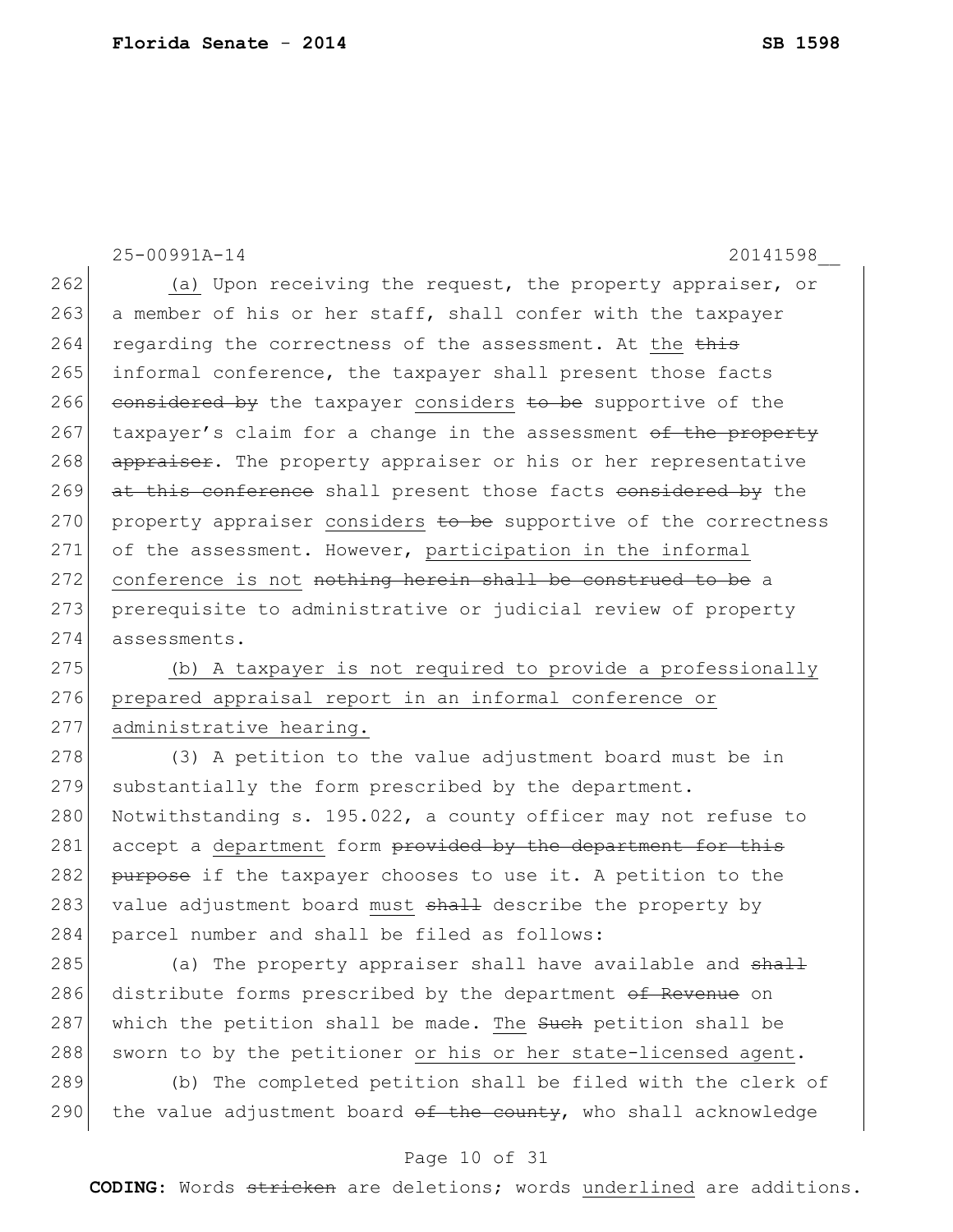(a) Upon receiving the request, the property appraiser, or a member of his or her staff, shall confer with the taxpayer regarding the correctness of the assessment. At the ~~this~~ informal conference, the taxpayer shall present those facts ~~considered by~~ the taxpayer considers ~~to be~~ supportive of the taxpayer's claim for a change in the assessment ~~of the property appraiser~~. The property appraiser or his or her representative ~~at this conference~~ shall present those facts ~~considered by~~ the property appraiser considers ~~to be~~ supportive of the correctness of the assessment. However, participation in the informal conference is not ~~nothing herein shall be construed to be~~ a prerequisite to administrative or judicial review of property assessments.

(b) A taxpayer is not required to provide a professionally prepared appraisal report in an informal conference or administrative hearing.

(3) A petition to the value adjustment board must be in substantially the form prescribed by the department. Notwithstanding s. 195.022, a county officer may not refuse to accept a department form ~~provided by the department for this purpose~~ if the taxpayer chooses to use it. A petition to the value adjustment board must ~~shall~~ describe the property by parcel number and shall be filed as follows:

(a) The property appraiser shall have available and ~~shall~~ distribute forms prescribed by the department ~~of Revenue~~ on which the petition shall be made. The ~~Such~~ petition shall be sworn to by the petitioner or his or her state-licensed agent.

(b) The completed petition shall be filed with the clerk of the value adjustment board ~~of the county~~, who shall acknowledge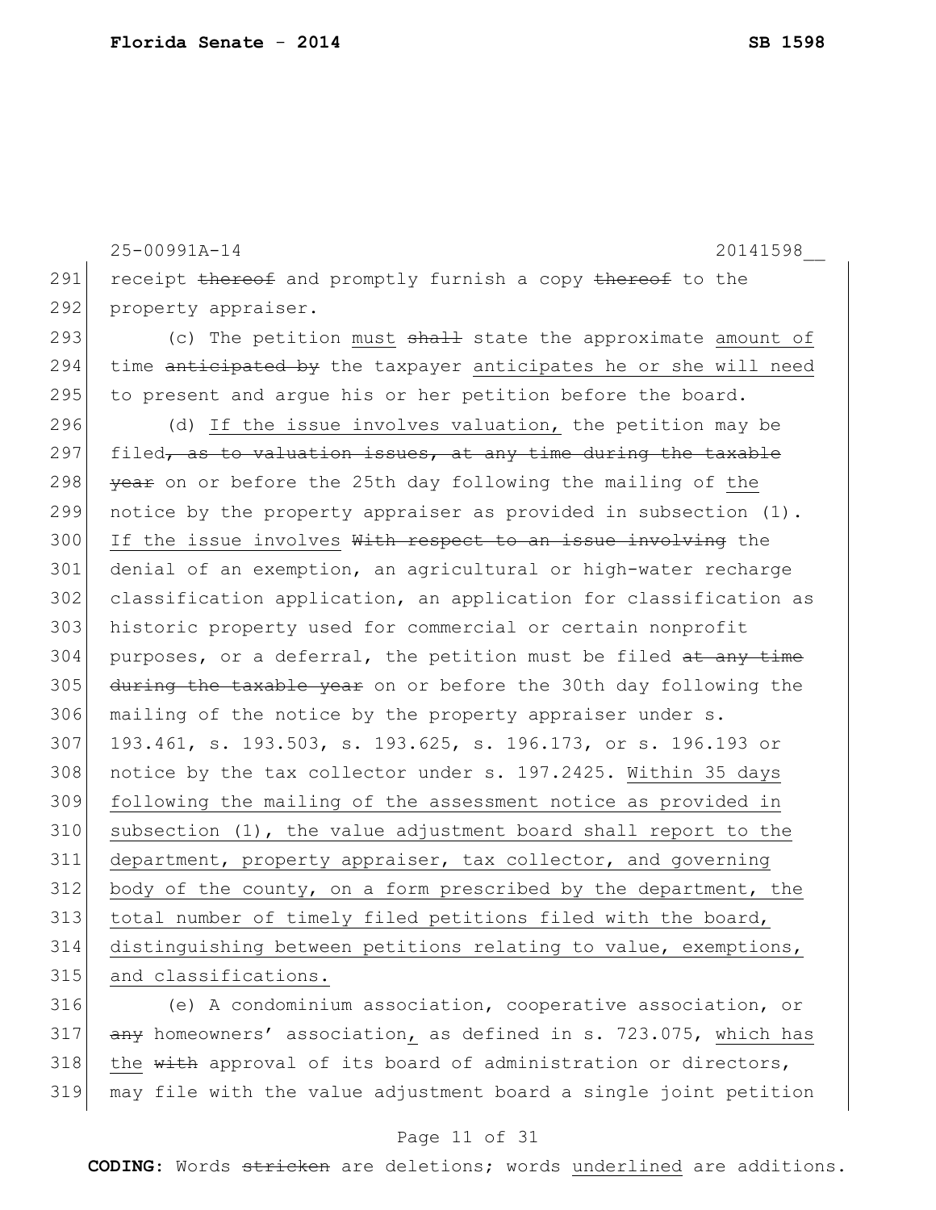receipt ~~thereof~~ and promptly furnish a copy ~~thereof~~ to the property appraiser.

(c) The petition <u>must</u> ~~shall~~ state the approximate <u>amount of</u> time ~~anticipated by~~ the taxpayer <u>anticipates he or she will need</u> to present and argue his or her petition before the board.

(d) <u>If the issue involves valuation,</u> the petition may be filed~~, as to valuation issues, at any time during the taxable year~~ on or before the 25th day following the mailing of <u>the</u> notice by the property appraiser as provided in subsection (1). <u>If the issue involves</u> ~~With respect to an issue involving~~ the denial of an exemption, an agricultural or high-water recharge classification application, an application for classification as historic property used for commercial or certain nonprofit purposes, or a deferral, the petition must be filed ~~at any time during the taxable year~~ on or before the 30th day following the mailing of the notice by the property appraiser under s. 193.461, s. 193.503, s. 193.625, s. 196.173, or s. 196.193 or notice by the tax collector under s. 197.2425. <u>Within 35 days following the mailing of the assessment notice as provided in subsection (1), the value adjustment board shall report to the department, property appraiser, tax collector, and governing body of the county, on a form prescribed by the department, the total number of timely filed petitions filed with the board, distinguishing between petitions relating to value, exemptions, and classifications.</u>

(e) A condominium association, cooperative association, or ~~any~~ homeowners' association<u>,</u> as defined in s. 723.075, <u>which has the</u> ~~with~~ approval of its board of administration or directors, may file with the value adjustment board a single joint petition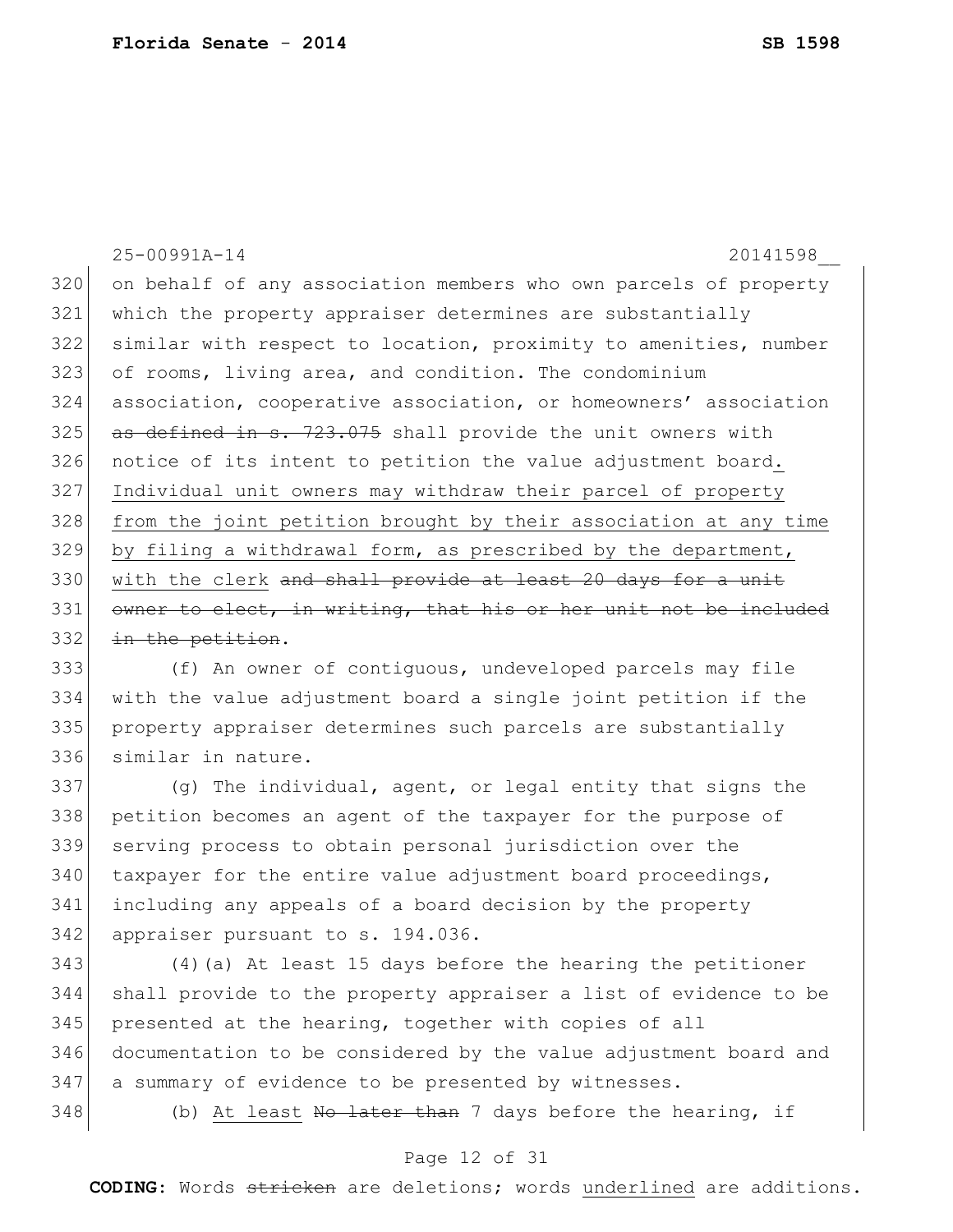on behalf of any association members who own parcels of property which the property appraiser determines are substantially similar with respect to location, proximity to amenities, number of rooms, living area, and condition. The condominium association, cooperative association, or homeowners' association ~~as defined in s. 723.075~~ shall provide the unit owners with notice of its intent to petition the value adjustment board. Individual unit owners may withdraw their parcel of property from the joint petition brought by their association at any time by filing a withdrawal form, as prescribed by the department, with the clerk ~~and shall provide at least 20 days for a unit owner to elect, in writing, that his or her unit not be included in the petition~~.

(f) An owner of contiguous, undeveloped parcels may file with the value adjustment board a single joint petition if the property appraiser determines such parcels are substantially similar in nature.

(g) The individual, agent, or legal entity that signs the petition becomes an agent of the taxpayer for the purpose of serving process to obtain personal jurisdiction over the taxpayer for the entire value adjustment board proceedings, including any appeals of a board decision by the property appraiser pursuant to s. 194.036.

(4)(a) At least 15 days before the hearing the petitioner shall provide to the property appraiser a list of evidence to be presented at the hearing, together with copies of all documentation to be considered by the value adjustment board and a summary of evidence to be presented by witnesses.

(b) At least ~~No later than~~ 7 days before the hearing, if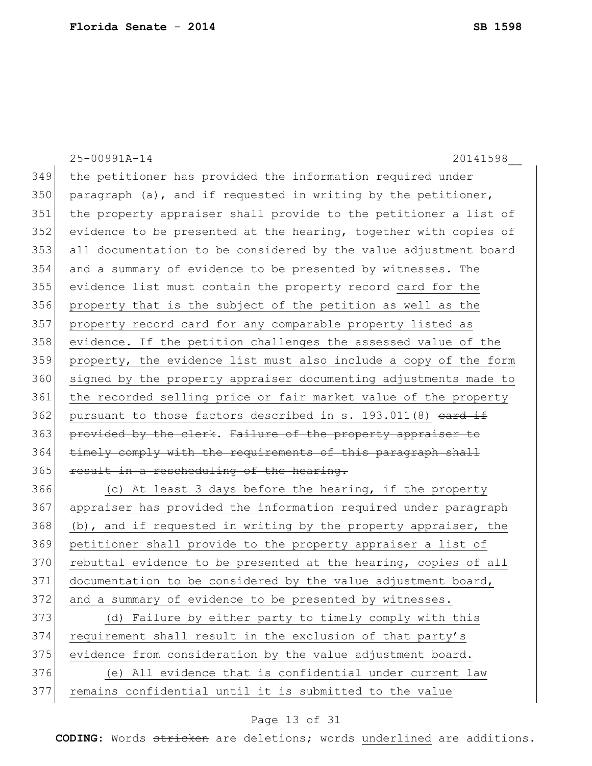the petitioner has provided the information required under paragraph (a), and if requested in writing by the petitioner, the property appraiser shall provide to the petitioner a list of evidence to be presented at the hearing, together with copies of all documentation to be considered by the value adjustment board and a summary of evidence to be presented by witnesses. The evidence list must contain the property record <u>card for the property that is the subject of the petition as well as the property record card for any comparable property listed as evidence. If the petition challenges the assessed value of the property, the evidence list must also include a copy of the form signed by the property appraiser documenting adjustments made to the recorded selling price or fair market value of the property pursuant to those factors described in s. 193.011(8)</u> ~~card if provided by the clerk~~. ~~Failure of the property appraiser to timely comply with the requirements of this paragraph shall result in a rescheduling of the hearing.~~

<u>(c) At least 3 days before the hearing, if the property appraiser has provided the information required under paragraph (b), and if requested in writing by the property appraiser, the petitioner shall provide to the property appraiser a list of rebuttal evidence to be presented at the hearing, copies of all documentation to be considered by the value adjustment board, and a summary of evidence to be presented by witnesses.</u>

<u>(d) Failure by either party to timely comply with this requirement shall result in the exclusion of that party's evidence from consideration by the value adjustment board.</u>

<u>(e) All evidence that is confidential under current law remains confidential until it is submitted to the value</u>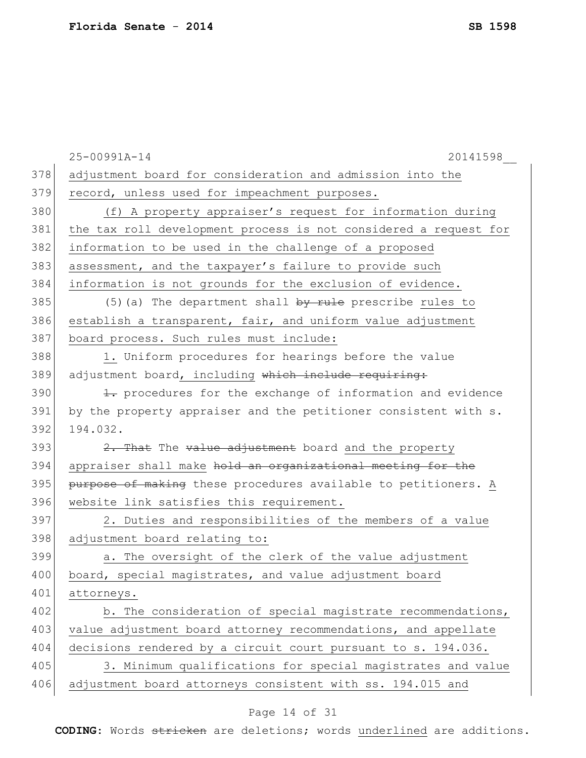adjustment board for consideration and admission into the record, unless used for impeachment purposes.

(f) A property appraiser's request for information during the tax roll development process is not considered a request for information to be used in the challenge of a proposed assessment, and the taxpayer's failure to provide such information is not grounds for the exclusion of evidence.

(5)(a) The department shall ~~by rule~~ prescribe rules to establish a transparent, fair, and uniform value adjustment board process. Such rules must include:

1. Uniform procedures for hearings before the value adjustment board, including ~~which include requiring:~~

~~1.~~ procedures for the exchange of information and evidence by the property appraiser and the petitioner consistent with s. 194.032.

~~2. That~~ The ~~value adjustment~~ board and the property appraiser shall make ~~hold an organizational meeting for the purpose of making~~ these procedures available to petitioners. A website link satisfies this requirement.

2. Duties and responsibilities of the members of a value adjustment board relating to:

a. The oversight of the clerk of the value adjustment board, special magistrates, and value adjustment board attorneys.

b. The consideration of special magistrate recommendations, value adjustment board attorney recommendations, and appellate decisions rendered by a circuit court pursuant to s. 194.036.

3. Minimum qualifications for special magistrates and value adjustment board attorneys consistent with ss. 194.015 and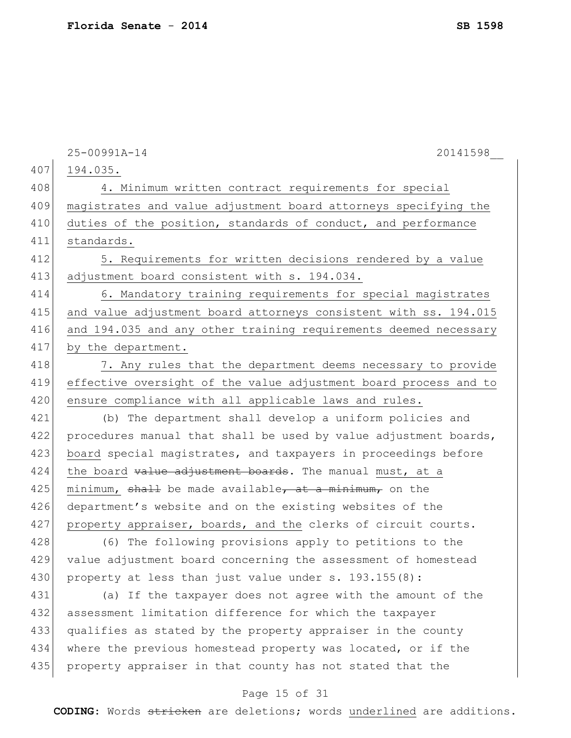194.035.

4. Minimum written contract requirements for special magistrates and value adjustment board attorneys specifying the duties of the position, standards of conduct, and performance standards.

5. Requirements for written decisions rendered by a value adjustment board consistent with s. 194.034.

6. Mandatory training requirements for special magistrates and value adjustment board attorneys consistent with ss. 194.015 and 194.035 and any other training requirements deemed necessary by the department.

7. Any rules that the department deems necessary to provide effective oversight of the value adjustment board process and to ensure compliance with all applicable laws and rules.

(b) The department shall develop a uniform policies and procedures manual that shall be used by value adjustment boards, board special magistrates, and taxpayers in proceedings before the board ~~value adjustment boards~~. The manual must, at a minimum, ~~shall~~ be made available~~, at a minimum,~~ on the department's website and on the existing websites of the property appraiser, boards, and the clerks of circuit courts.

(6) The following provisions apply to petitions to the value adjustment board concerning the assessment of homestead property at less than just value under s. 193.155(8):

(a) If the taxpayer does not agree with the amount of the assessment limitation difference for which the taxpayer qualifies as stated by the property appraiser in the county where the previous homestead property was located, or if the property appraiser in that county has not stated that the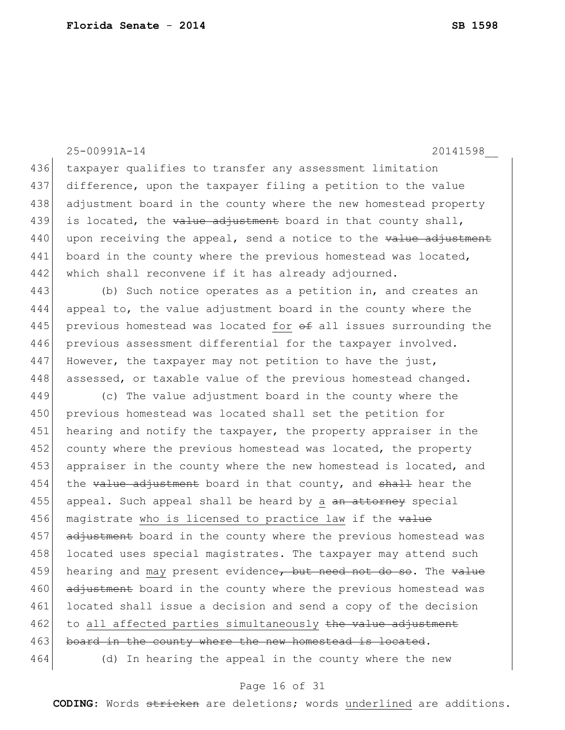25-00991A-14 20141598__

436 taxpayer qualifies to transfer any assessment limitation
437 difference, upon the taxpayer filing a petition to the value
438 adjustment board in the county where the new homestead property
439 is located, the ~~value adjustment~~ board in that county shall,
440 upon receiving the appeal, send a notice to the ~~value adjustment~~
441 board in the county where the previous homestead was located,
442 which shall reconvene if it has already adjourned.

443 (b) Such notice operates as a petition in, and creates an
444 appeal to, the value adjustment board in the county where the
445 previous homestead was located <u>for</u> ~~of~~ all issues surrounding the
446 previous assessment differential for the taxpayer involved.
447 However, the taxpayer may not petition to have the just,
448 assessed, or taxable value of the previous homestead changed.

449 (c) The value adjustment board in the county where the
450 previous homestead was located shall set the petition for
451 hearing and notify the taxpayer, the property appraiser in the
452 county where the previous homestead was located, the property
453 appraiser in the county where the new homestead is located, and
454 the ~~value adjustment~~ board in that county, and ~~shall~~ hear the
455 appeal. Such appeal shall be heard by <u>a</u> ~~an attorney~~ special
456 magistrate <u>who is licensed to practice law</u> if the ~~value~~
457 ~~adjustment~~ board in the county where the previous homestead was
458 located uses special magistrates. The taxpayer may attend such
459 hearing and <u>may</u> present evidence~~, but need not do so~~. The ~~value~~
460 ~~adjustment~~ board in the county where the previous homestead was
461 located shall issue a decision and send a copy of the decision
462 to <u>all affected parties simultaneously</u> ~~the value adjustment~~
463 ~~board in the county where the new homestead is located~~.

464 (d) In hearing the appeal in the county where the new

CODING: Words ~~stricken~~ are deletions; words <u>underlined</u> are additions.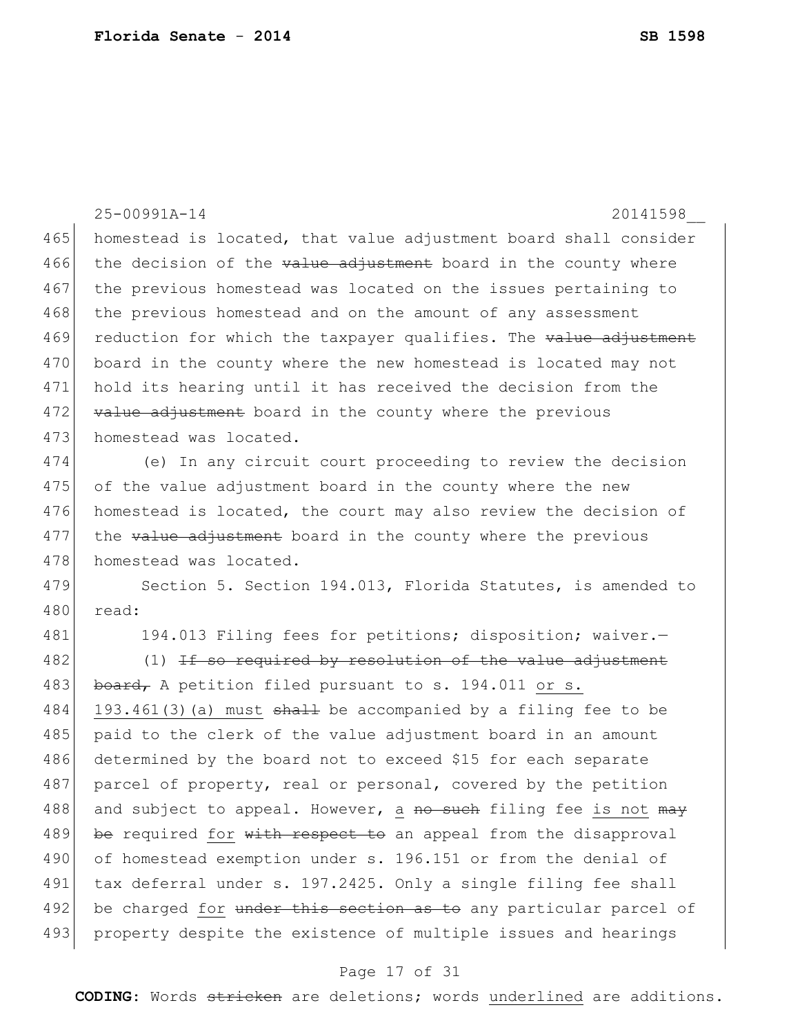homestead is located, that value adjustment board shall consider the decision of the ~~value adjustment~~ board in the county where the previous homestead was located on the issues pertaining to the previous homestead and on the amount of any assessment reduction for which the taxpayer qualifies. The ~~value adjustment~~ board in the county where the new homestead is located may not hold its hearing until it has received the decision from the ~~value adjustment~~ board in the county where the previous homestead was located.

(e) In any circuit court proceeding to review the decision of the value adjustment board in the county where the new homestead is located, the court may also review the decision of the ~~value adjustment~~ board in the county where the previous homestead was located.

Section 5. Section 194.013, Florida Statutes, is amended to read:

194.013 Filing fees for petitions; disposition; waiver.—

(1) ~~If so required by resolution of the value adjustment board,~~ A petition filed pursuant to s. 194.011 <u>or s. 193.461(3)(a) must</u> ~~shall~~ be accompanied by a filing fee to be paid to the clerk of the value adjustment board in an amount determined by the board not to exceed $15 for each separate parcel of property, real or personal, covered by the petition and subject to appeal. However, <u>a</u> ~~no such~~ filing fee <u>is not</u> ~~may be~~ required <u>for</u> ~~with respect to~~ an appeal from the disapproval of homestead exemption under s. 196.151 or from the denial of tax deferral under s. 197.2425. Only a single filing fee shall be charged <u>for</u> ~~under this section as to~~ any particular parcel of property despite the existence of multiple issues and hearings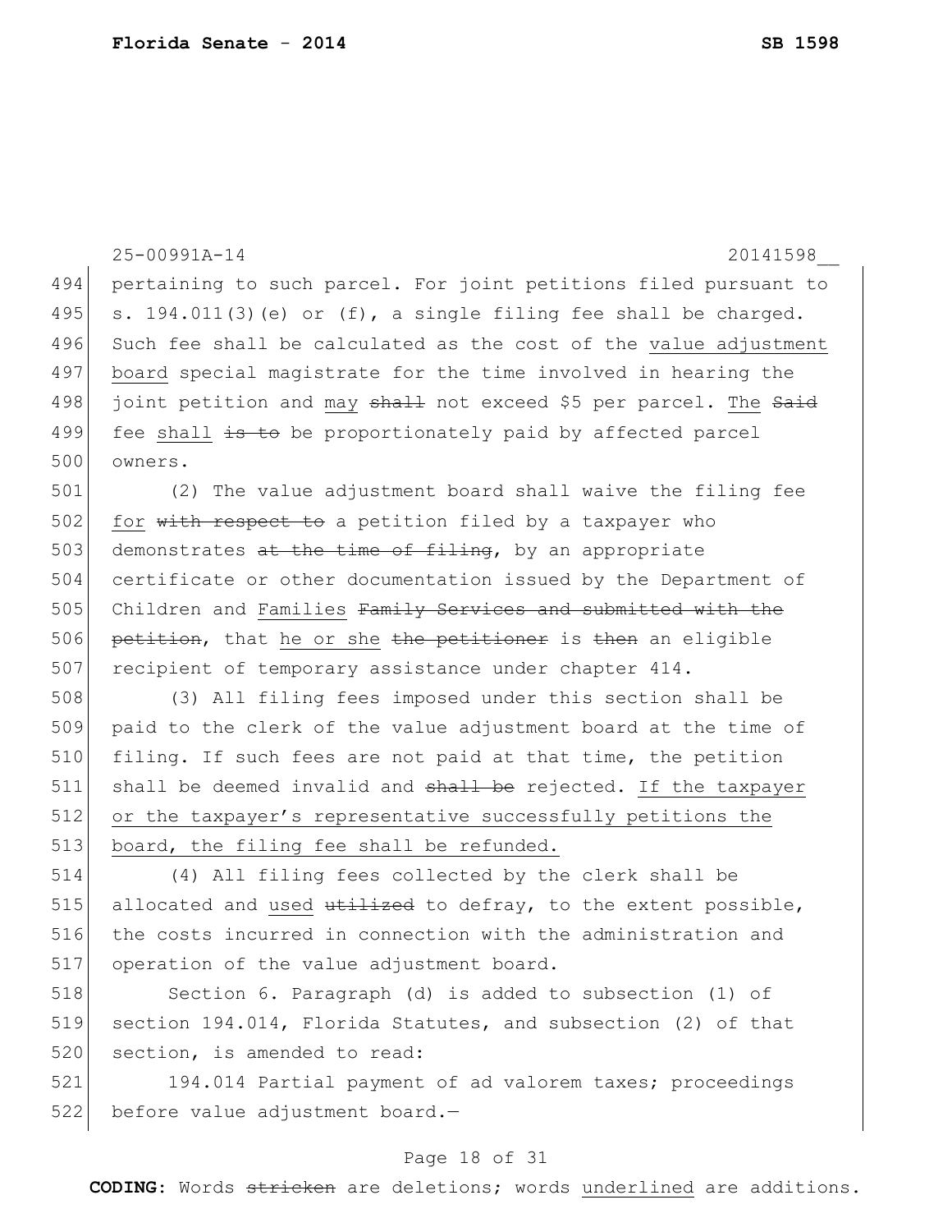pertaining to such parcel. For joint petitions filed pursuant to s. 194.011(3)(e) or (f), a single filing fee shall be charged. Such fee shall be calculated as the cost of the <u>value adjustment board</u> special magistrate for the time involved in hearing the joint petition and <u>may</u> ~~shall~~ not exceed $5 per parcel. <u>The</u> ~~Said~~ fee <u>shall</u> ~~is to~~ be proportionately paid by affected parcel owners.

(2) The value adjustment board shall waive the filing fee <u>for</u> ~~with respect to~~ a petition filed by a taxpayer who demonstrates ~~at the time of filing~~, by an appropriate certificate or other documentation issued by the Department of Children and <u>Families</u> ~~Family Services and submitted with the petition~~, that <u>he or she</u> ~~the petitioner~~ is ~~then~~ an eligible recipient of temporary assistance under chapter 414.

(3) All filing fees imposed under this section shall be paid to the clerk of the value adjustment board at the time of filing. If such fees are not paid at that time, the petition shall be deemed invalid and ~~shall be~~ rejected. <u>If the taxpayer or the taxpayer's representative successfully petitions the board, the filing fee shall be refunded.</u>

(4) All filing fees collected by the clerk shall be allocated and <u>used</u> ~~utilized~~ to defray, to the extent possible, the costs incurred in connection with the administration and operation of the value adjustment board.

Section 6. Paragraph (d) is added to subsection (1) of section 194.014, Florida Statutes, and subsection (2) of that section, is amended to read:

194.014 Partial payment of ad valorem taxes; proceedings before value adjustment board.—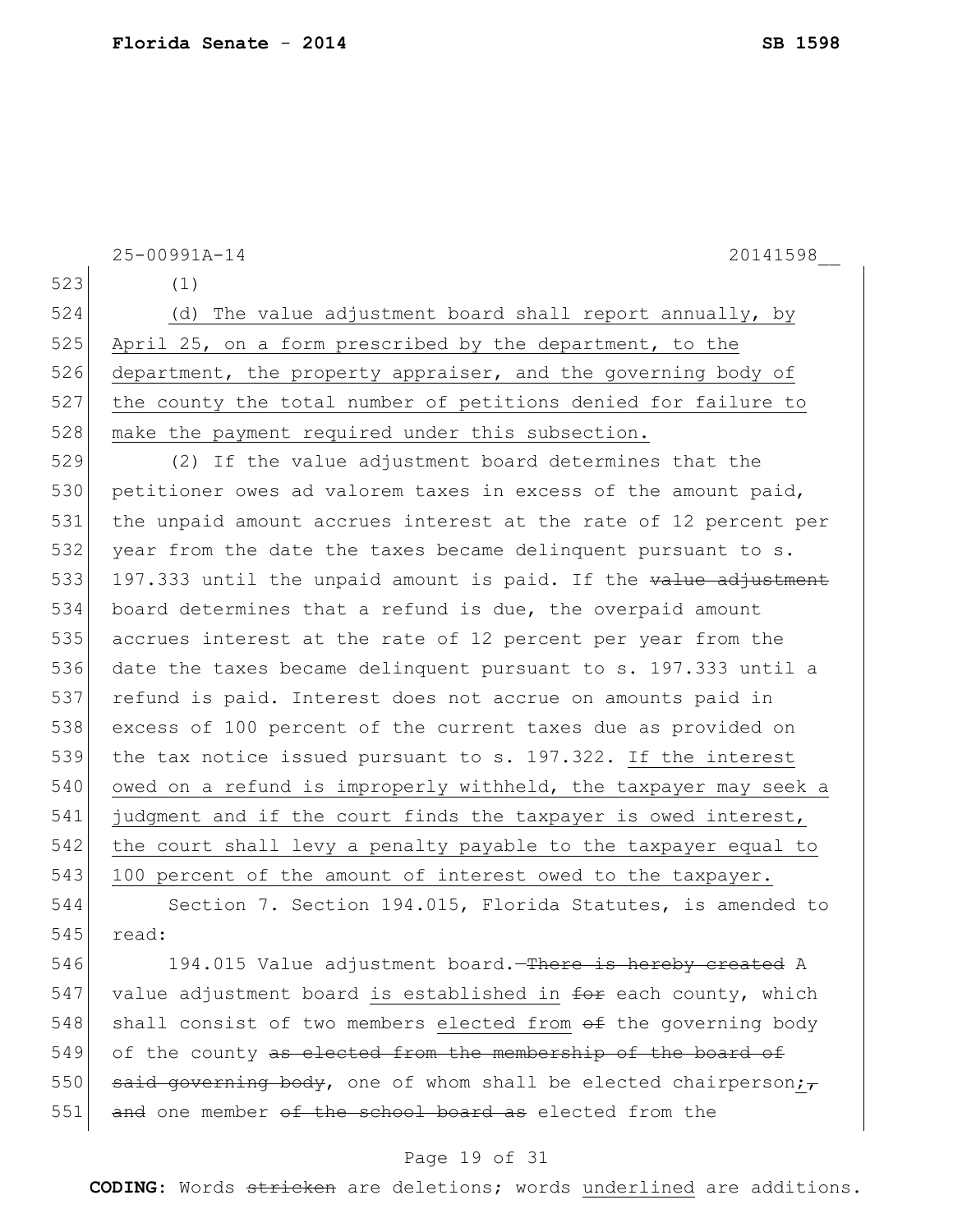25-00991A-14 20141598__

523 (1)

524 (d) The value adjustment board shall report annually, by

525 April 25, on a form prescribed by the department, to the

526 department, the property appraiser, and the governing body of

527 the county the total number of petitions denied for failure to

528 make the payment required under this subsection.

529 (2) If the value adjustment board determines that the

530 petitioner owes ad valorem taxes in excess of the amount paid,

531 the unpaid amount accrues interest at the rate of 12 percent per

532 year from the date the taxes became delinquent pursuant to s.

533 197.333 until the unpaid amount is paid. If the ~~value adjustment~~

534 board determines that a refund is due, the overpaid amount

535 accrues interest at the rate of 12 percent per year from the

536 date the taxes became delinquent pursuant to s. 197.333 until a

537 refund is paid. Interest does not accrue on amounts paid in

538 excess of 100 percent of the current taxes due as provided on

539 the tax notice issued pursuant to s. 197.322. If the interest

540 owed on a refund is improperly withheld, the taxpayer may seek a

541 judgment and if the court finds the taxpayer is owed interest,

542 the court shall levy a penalty payable to the taxpayer equal to

543 100 percent of the amount of interest owed to the taxpayer.

544 Section 7. Section 194.015, Florida Statutes, is amended to

545 read:

546 194.015 Value adjustment board.—~~There is hereby created~~ A

547 value adjustment board is established in ~~for~~ each county, which

548 shall consist of two members elected from ~~of~~ the governing body

549 of the county ~~as elected from the membership of the board of~~

550 ~~said governing body~~, one of whom shall be elected chairperson;~~,~~

551 ~~and~~ one member ~~of the school board as~~ elected from the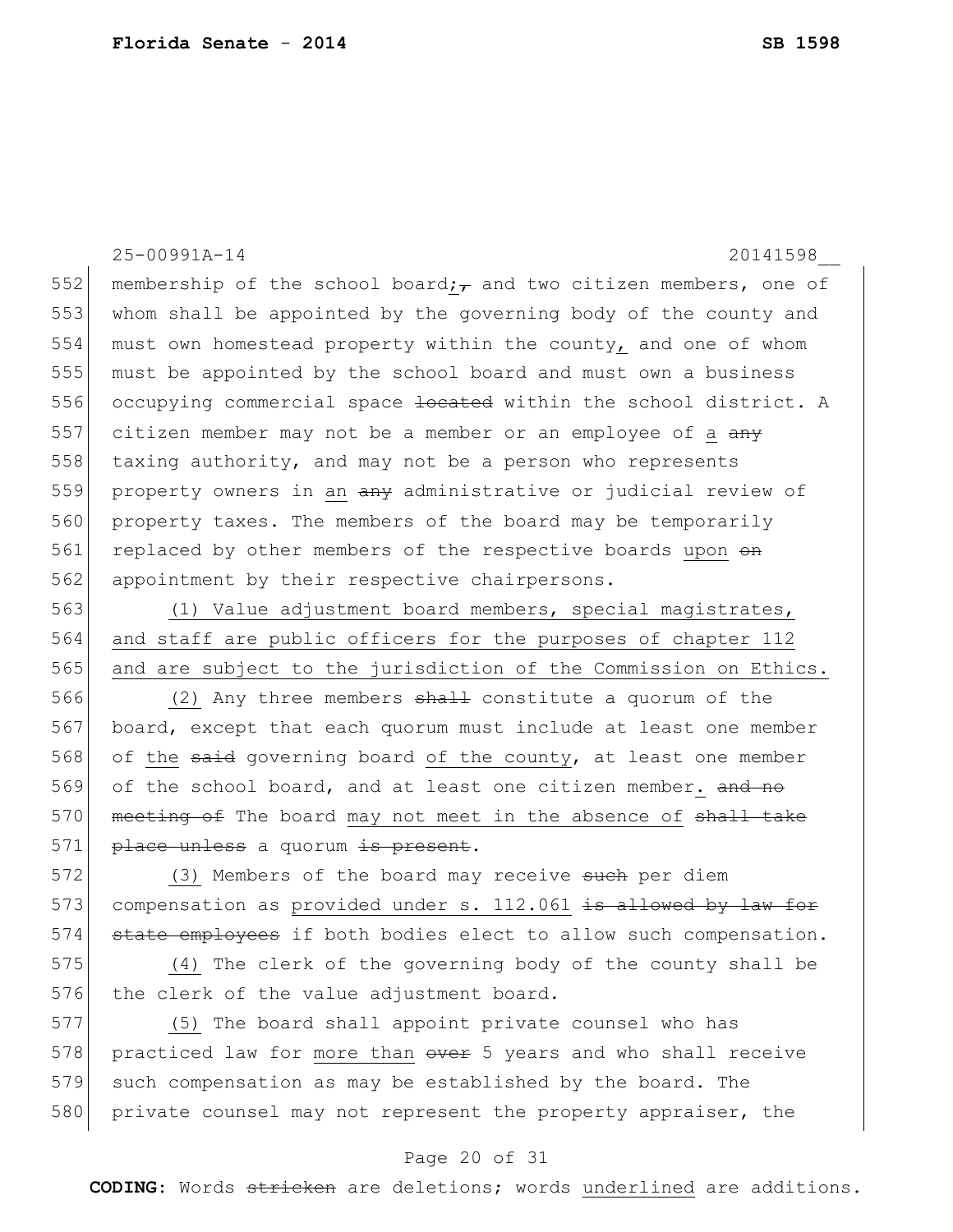membership of the school board~~,~~; and two citizen members, one of whom shall be appointed by the governing body of the county and must own homestead property within the county, and one of whom must be appointed by the school board and must own a business occupying commercial space ~~located~~ within the school district. A citizen member may not be a member or an employee of a ~~any~~ taxing authority, and may not be a person who represents property owners in an ~~any~~ administrative or judicial review of property taxes. The members of the board may be temporarily replaced by other members of the respective boards upon ~~on~~ appointment by their respective chairpersons.

(1) Value adjustment board members, special magistrates, and staff are public officers for the purposes of chapter 112 and are subject to the jurisdiction of the Commission on Ethics.

(2) Any three members ~~shall~~ constitute a quorum of the board, except that each quorum must include at least one member of the ~~said~~ governing board of the county, at least one member of the school board, and at least one citizen member. ~~and no meeting of~~ The board may not meet in the absence of ~~shall take place unless~~ a quorum ~~is present~~.

(3) Members of the board may receive ~~such~~ per diem compensation as provided under s. 112.061 ~~is allowed by law for state employees~~ if both bodies elect to allow such compensation.

(4) The clerk of the governing body of the county shall be the clerk of the value adjustment board.

(5) The board shall appoint private counsel who has practiced law for more than ~~over~~ 5 years and who shall receive such compensation as may be established by the board. The private counsel may not represent the property appraiser, the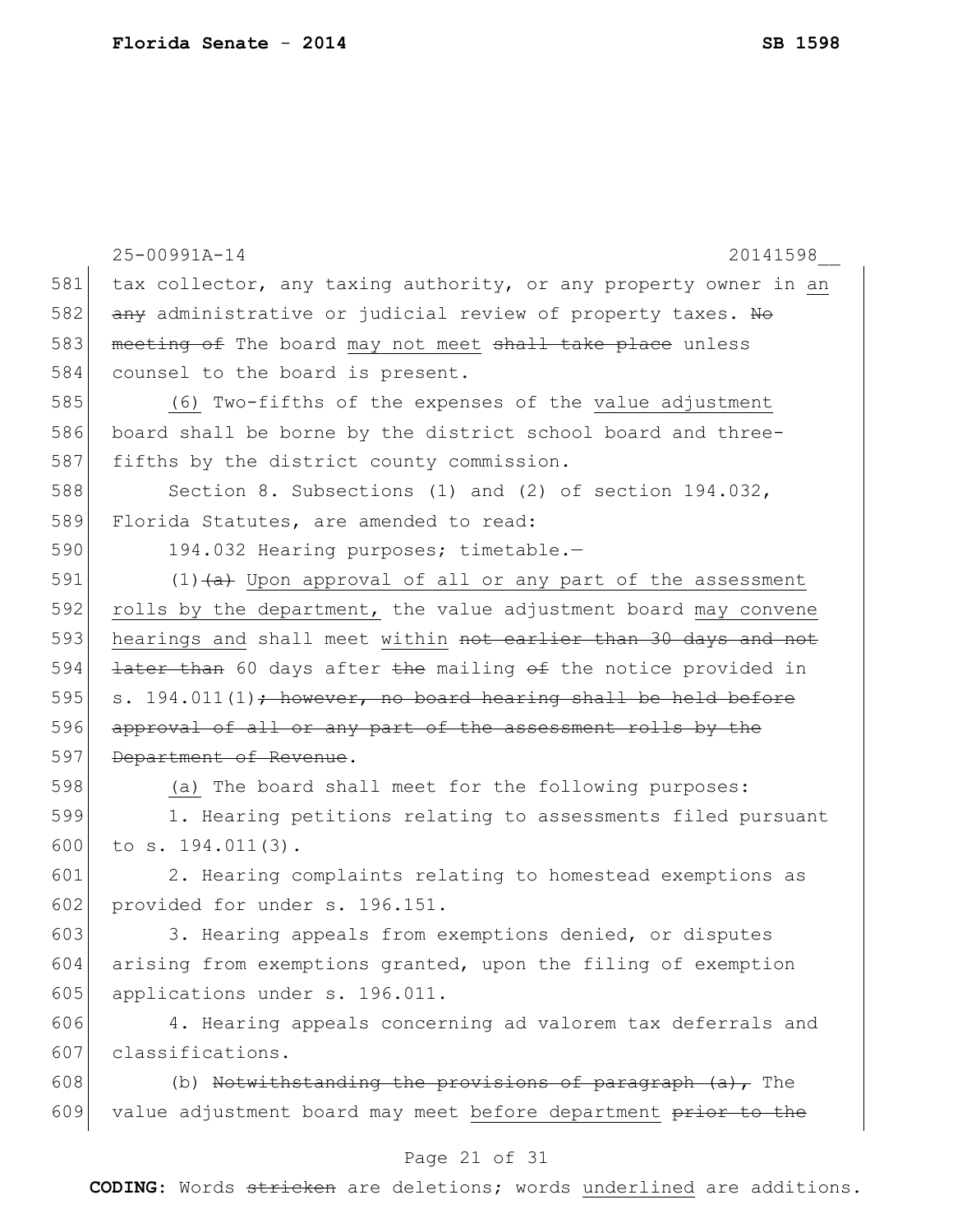tax collector, any taxing authority, or any property owner in an ~~any~~ administrative or judicial review of property taxes. ~~No meeting of~~ The board may not meet ~~shall take place~~ unless counsel to the board is present.

(6) Two-fifths of the expenses of the value adjustment board shall be borne by the district school board and three-fifths by the district county commission.

Section 8. Subsections (1) and (2) of section 194.032, Florida Statutes, are amended to read:

194.032 Hearing purposes; timetable.—

(1)~~(a)~~ Upon approval of all or any part of the assessment rolls by the department, the value adjustment board may convene hearings and shall meet within ~~not earlier than 30 days and not later than~~ 60 days after ~~the~~ mailing ~~of~~ the notice provided in s. 194.011(1)~~; however, no board hearing shall be held before approval of all or any part of the assessment rolls by the Department of Revenue~~.

(a) The board shall meet for the following purposes:

1. Hearing petitions relating to assessments filed pursuant to s. 194.011(3).

2. Hearing complaints relating to homestead exemptions as provided for under s. 196.151.

3. Hearing appeals from exemptions denied, or disputes arising from exemptions granted, upon the filing of exemption applications under s. 196.011.

4. Hearing appeals concerning ad valorem tax deferrals and classifications.

(b) ~~Notwithstanding the provisions of paragraph (a),~~ The value adjustment board may meet before department ~~prior to the~~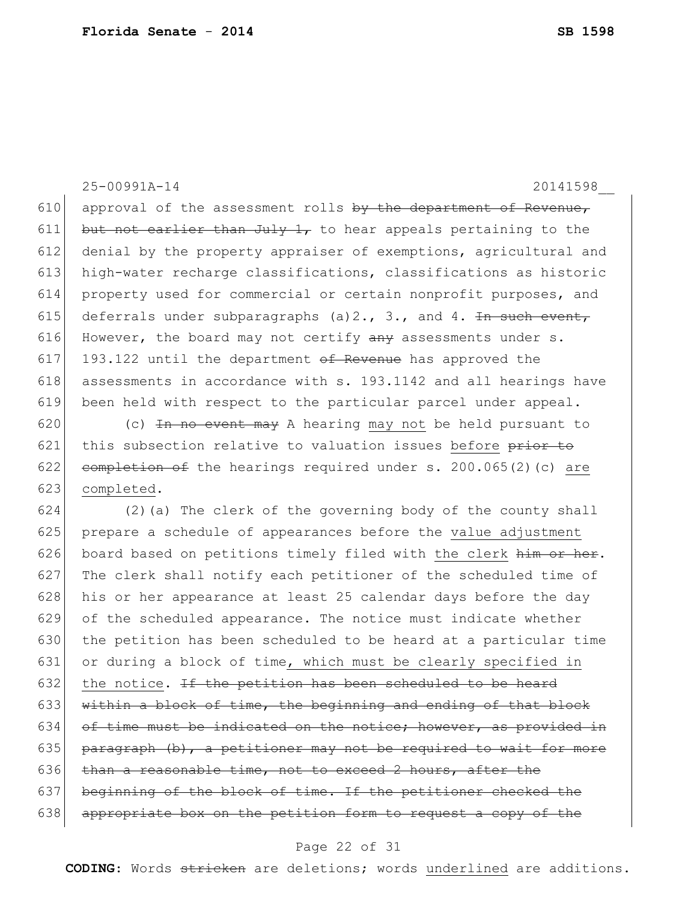25-00991A-14 20141598__

610 approval of the assessment rolls ~~by the department of Revenue,~~
611 ~~but not earlier than July 1,~~ to hear appeals pertaining to the
612 denial by the property appraiser of exemptions, agricultural and
613 high-water recharge classifications, classifications as historic
614 property used for commercial or certain nonprofit purposes, and
615 deferrals under subparagraphs (a)2., 3., and 4. ~~In such event,~~
616 However, the board may not certify ~~any~~ assessments under s.
617 193.122 until the department ~~of Revenue~~ has approved the
618 assessments in accordance with s. 193.1142 and all hearings have
619 been held with respect to the particular parcel under appeal.

620 (c) ~~In no event may~~ A hearing <u>may not</u> be held pursuant to
621 this subsection relative to valuation issues <u>before</u> ~~prior to~~
622 ~~completion of~~ the hearings required under s. 200.065(2)(c) <u>are</u>
623 <u>completed</u>.

624 (2)(a) The clerk of the governing body of the county shall
625 prepare a schedule of appearances before the <u>value adjustment</u>
626 board based on petitions timely filed with <u>the clerk</u> ~~him or her~~.
627 The clerk shall notify each petitioner of the scheduled time of
628 his or her appearance at least 25 calendar days before the day
629 of the scheduled appearance. The notice must indicate whether
630 the petition has been scheduled to be heard at a particular time
631 or during a block of time<u>, which must be clearly specified in</u>
632 <u>the notice</u>. ~~If the petition has been scheduled to be heard~~
633 ~~within a block of time, the beginning and ending of that block~~
634 ~~of time must be indicated on the notice; however, as provided in~~
635 ~~paragraph (b), a petitioner may not be required to wait for more~~
636 ~~than a reasonable time, not to exceed 2 hours, after the~~
637 ~~beginning of the block of time. If the petitioner checked the~~
638 ~~appropriate box on the petition form to request a copy of the~~

**CODING:** Words ~~stricken~~ are deletions; words <u>underlined</u> are additions.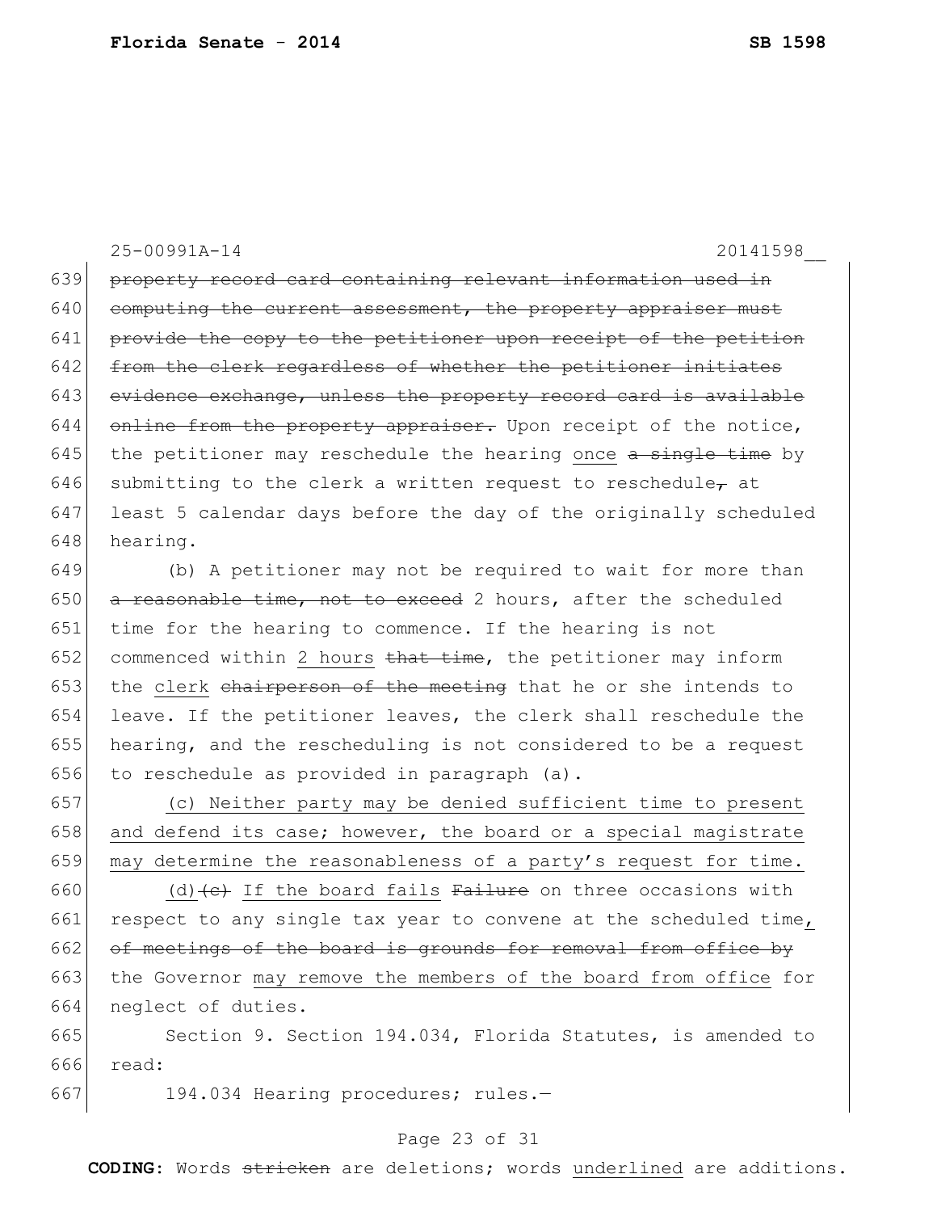25-00991A-14 20141598__

639 ~~property record card containing relevant information used in~~
640 ~~computing the current assessment, the property appraiser must~~
641 ~~provide the copy to the petitioner upon receipt of the petition~~
642 ~~from the clerk regardless of whether the petitioner initiates~~
643 ~~evidence exchange, unless the property record card is available~~
644 ~~online from the property appraiser.~~ Upon receipt of the notice,
645 the petitioner may reschedule the hearing <u>once</u> ~~a single time~~ by
646 submitting to the clerk a written request to reschedule~~,~~ at
647 least 5 calendar days before the day of the originally scheduled
648 hearing.

649 (b) A petitioner may not be required to wait for more than
650 ~~a reasonable time, not to exceed~~ 2 hours, after the scheduled
651 time for the hearing to commence. If the hearing is not
652 commenced within <u>2 hours</u> ~~that time~~, the petitioner may inform
653 the <u>clerk</u> ~~chairperson of the meeting~~ that he or she intends to
654 leave. If the petitioner leaves, the clerk shall reschedule the
655 hearing, and the rescheduling is not considered to be a request
656 to reschedule as provided in paragraph (a).

657 <u>(c) Neither party may be denied sufficient time to present</u>
658 <u>and defend its case; however, the board or a special magistrate</u>
659 <u>may determine the reasonableness of a party's request for time.</u>

660 <u>(d)</u>~~(c)~~ <u>If the board fails</u> ~~Failure~~ on three occasions with
661 respect to any single tax year to convene at the scheduled time<u>,</u>
662 ~~of meetings of the board is grounds for removal from office by~~
663 the Governor <u>may remove the members of the board from office</u> for
664 neglect of duties.

665 Section 9. Section 194.034, Florida Statutes, is amended to
666 read:

667 194.034 Hearing procedures; rules.—

**CODING:** Words ~~stricken~~ are deletions; words <u>underlined</u> are additions.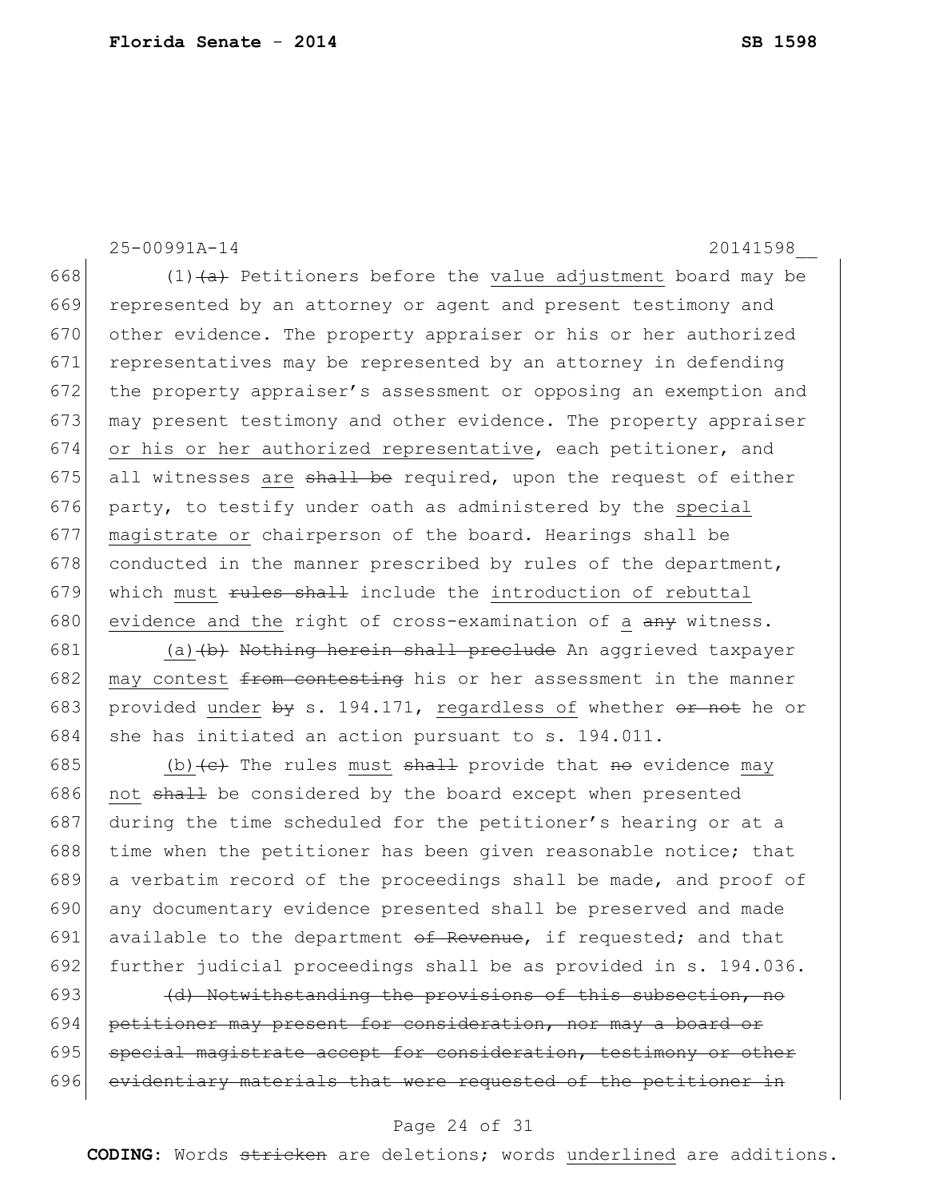(1) ~~(a)~~ Petitioners before the <u>value adjustment</u> board may be represented by an attorney or agent and present testimony and other evidence. The property appraiser or his or her authorized representatives may be represented by an attorney in defending the property appraiser's assessment or opposing an exemption and may present testimony and other evidence. The property appraiser <u>or his or her authorized representative</u>, each petitioner, and all witnesses <u>are</u> ~~shall be~~ required, upon the request of either party, to testify under oath as administered by the <u>special magistrate or</u> chairperson of the board. Hearings shall be conducted in the manner prescribed by rules of the department, which <u>must</u> ~~rules shall~~ include the <u>introduction of rebuttal evidence and the</u> right of cross-examination of <u>a</u> ~~any~~ witness.

<u>(a)</u> ~~(b)~~ ~~Nothing herein shall preclude~~ An aggrieved taxpayer <u>may contest</u> ~~from contesting~~ his or her assessment in the manner provided <u>under</u> ~~by~~ s. 194.171, <u>regardless of</u> whether ~~or not~~ he or she has initiated an action pursuant to s. 194.011.

<u>(b)</u> ~~(c)~~ The rules <u>must</u> ~~shall~~ provide that ~~no~~ evidence <u>may not</u> ~~shall~~ be considered by the board except when presented during the time scheduled for the petitioner's hearing or at a time when the petitioner has been given reasonable notice; that a verbatim record of the proceedings shall be made, and proof of any documentary evidence presented shall be preserved and made available to the department ~~of Revenue~~, if requested; and that further judicial proceedings shall be as provided in s. 194.036.

~~(d) Notwithstanding the provisions of this subsection, no petitioner may present for consideration, nor may a board or special magistrate accept for consideration, testimony or other evidentiary materials that were requested of the petitioner in~~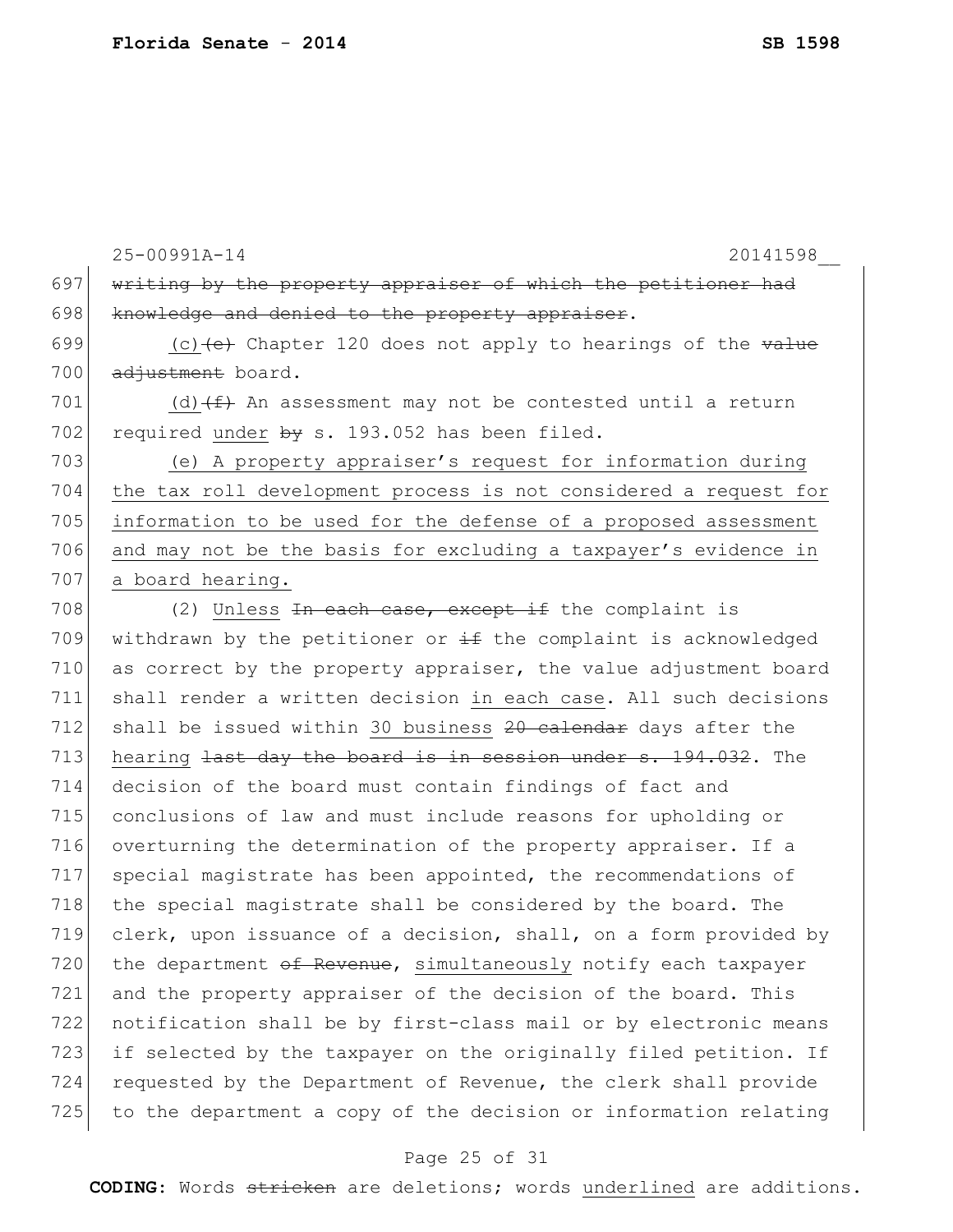~~writing by the property appraiser of which the petitioner had knowledge and denied to the property appraiser~~.

(c)~~(e)~~ Chapter 120 does not apply to hearings of the ~~value adjustment~~ board.

(d)~~(f)~~ An assessment may not be contested until a return required <u>under</u> ~~by~~ s. 193.052 has been filed.

<u>(e) A property appraiser's request for information during the tax roll development process is not considered a request for information to be used for the defense of a proposed assessment and may not be the basis for excluding a taxpayer's evidence in a board hearing.</u>

(2) <u>Unless</u> ~~In each case, except if~~ the complaint is withdrawn by the petitioner or ~~if~~ the complaint is acknowledged as correct by the property appraiser, the value adjustment board shall render a written decision <u>in each case</u>. All such decisions shall be issued within <u>30 business</u> ~~20 calendar~~ days after the <u>hearing</u> ~~last day the board is in session under s. 194.032~~. The decision of the board must contain findings of fact and conclusions of law and must include reasons for upholding or overturning the determination of the property appraiser. If a special magistrate has been appointed, the recommendations of the special magistrate shall be considered by the board. The clerk, upon issuance of a decision, shall, on a form provided by the department ~~of Revenue~~, <u>simultaneously</u> notify each taxpayer and the property appraiser of the decision of the board. This notification shall be by first-class mail or by electronic means if selected by the taxpayer on the originally filed petition. If requested by the Department of Revenue, the clerk shall provide to the department a copy of the decision or information relating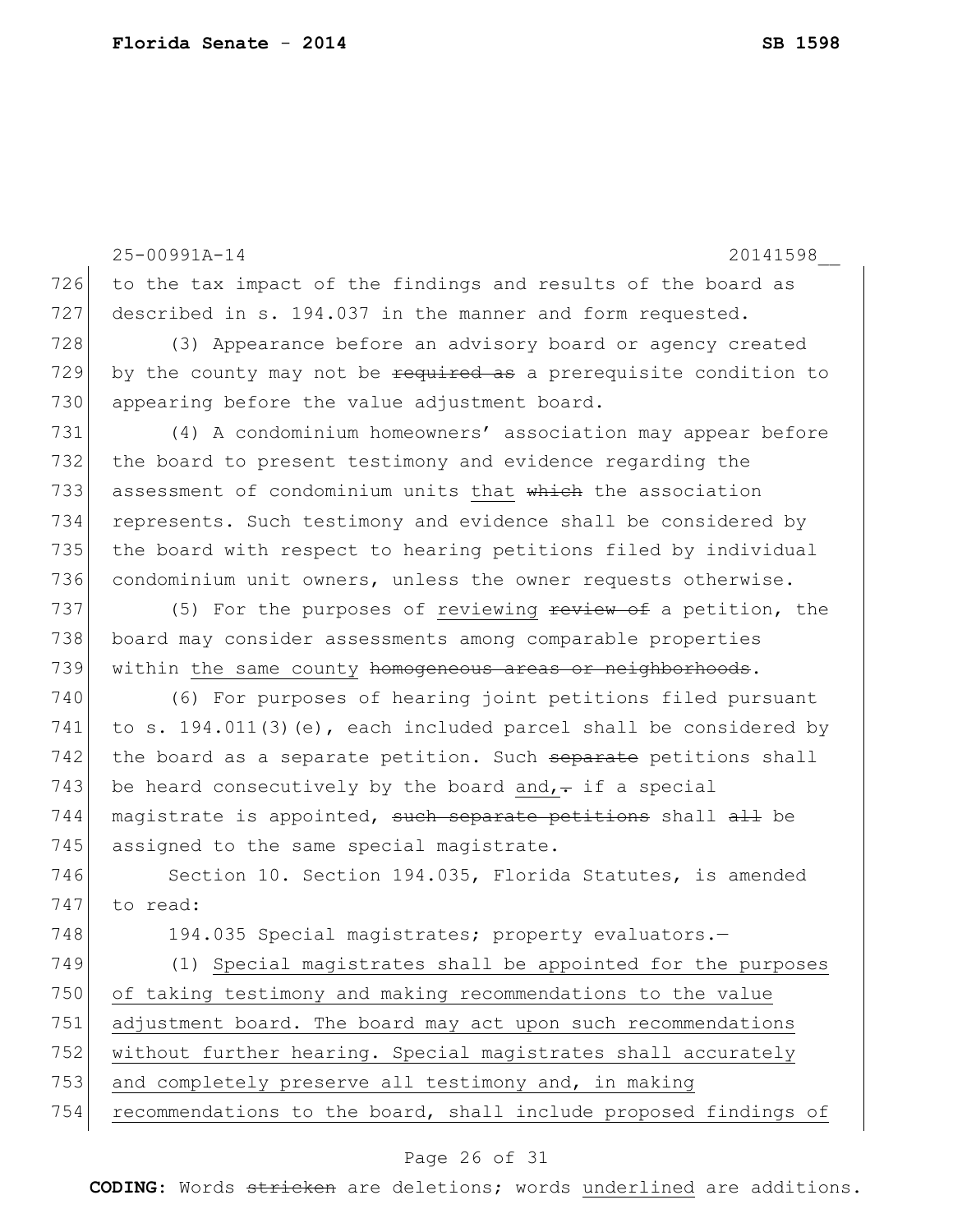to the tax impact of the findings and results of the board as described in s. 194.037 in the manner and form requested.

(3) Appearance before an advisory board or agency created by the county may not be ~~required as~~ a prerequisite condition to appearing before the value adjustment board.

(4) A condominium homeowners' association may appear before the board to present testimony and evidence regarding the assessment of condominium units <u>that</u> ~~which~~ the association represents. Such testimony and evidence shall be considered by the board with respect to hearing petitions filed by individual condominium unit owners, unless the owner requests otherwise.

(5) For the purposes of <u>reviewing</u> ~~review of~~ a petition, the board may consider assessments among comparable properties within <u>the same county</u> ~~homogeneous areas or neighborhoods~~.

(6) For purposes of hearing joint petitions filed pursuant to s. 194.011(3)(e), each included parcel shall be considered by the board as a separate petition. Such ~~separate~~ petitions shall be heard consecutively by the board <u>and,</u>~~.~~ if a special magistrate is appointed, ~~such separate petitions~~ shall ~~all~~ be assigned to the same special magistrate.

Section 10. Section 194.035, Florida Statutes, is amended to read:

194.035 Special magistrates; property evaluators.—

(1) <u>Special magistrates shall be appointed for the purposes of taking testimony and making recommendations to the value adjustment board. The board may act upon such recommendations without further hearing. Special magistrates shall accurately and completely preserve all testimony and, in making recommendations to the board, shall include proposed findings of</u>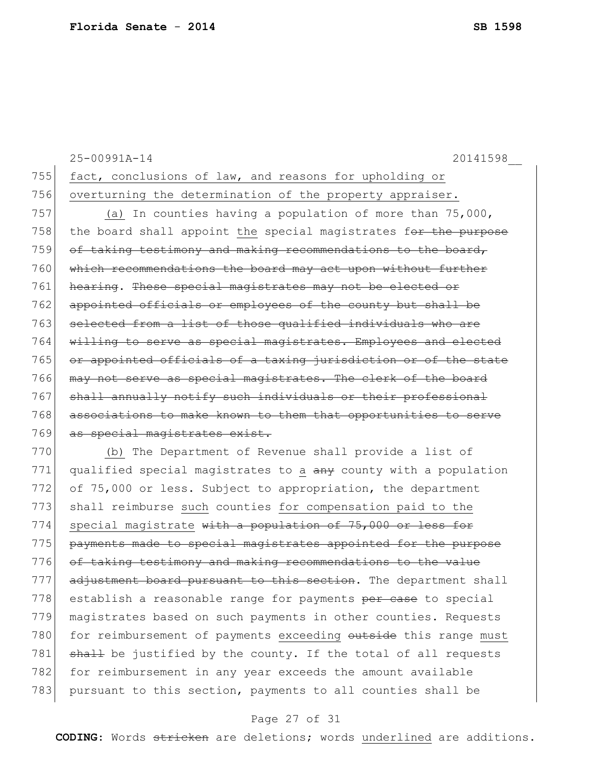25-00991A-14 20141598__

755 fact, conclusions of law, and reasons for upholding or
756 overturning the determination of the property appraiser.

757 (a) In counties having a population of more than 75,000,
758 the board shall appoint the special magistrates ~~for the purpose~~
759 ~~of taking testimony and making recommendations to the board,~~
760 ~~which recommendations the board may act upon without further~~
761 ~~hearing~~. ~~These special magistrates may not be elected or~~
762 ~~appointed officials or employees of the county but shall be~~
763 ~~selected from a list of those qualified individuals who are~~
764 ~~willing to serve as special magistrates. Employees and elected~~
765 ~~or appointed officials of a taxing jurisdiction or of the state~~
766 ~~may not serve as special magistrates. The clerk of the board~~
767 ~~shall annually notify such individuals or their professional~~
768 ~~associations to make known to them that opportunities to serve~~
769 ~~as special magistrates exist.~~

770 (b) The Department of Revenue shall provide a list of
771 qualified special magistrates to a ~~any~~ county with a population
772 of 75,000 or less. Subject to appropriation, the department
773 shall reimburse such counties for compensation paid to the
774 special magistrate ~~with a population of 75,000 or less for~~
775 ~~payments made to special magistrates appointed for the purpose~~
776 ~~of taking testimony and making recommendations to the value~~
777 ~~adjustment board pursuant to this section~~. The department shall
778 establish a reasonable range for payments ~~per case~~ to special
779 magistrates based on such payments in other counties. Requests
780 for reimbursement of payments exceeding ~~outside~~ this range must
781 ~~shall~~ be justified by the county. If the total of all requests
782 for reimbursement in any year exceeds the amount available
783 pursuant to this section, payments to all counties shall be

**CODING:** Words ~~stricken~~ are deletions; words underlined are additions.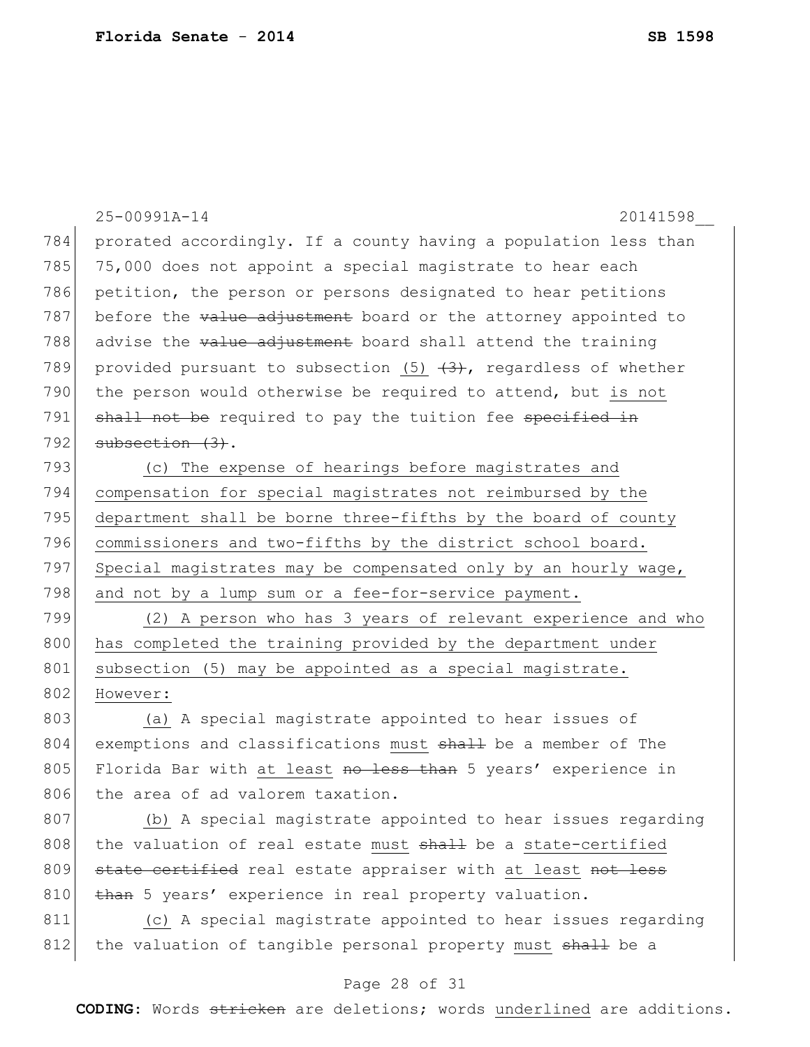prorated accordingly. If a county having a population less than 75,000 does not appoint a special magistrate to hear each petition, the person or persons designated to hear petitions before the ~~value adjustment~~ board or the attorney appointed to advise the ~~value adjustment~~ board shall attend the training provided pursuant to subsection <u>(5)</u> ~~(3)~~, regardless of whether the person would otherwise be required to attend, but <u>is not</u> ~~shall not be~~ required to pay the tuition fee ~~specified in subsection (3)~~.

<u>(c) The expense of hearings before magistrates and compensation for special magistrates not reimbursed by the department shall be borne three-fifths by the board of county commissioners and two-fifths by the district school board. Special magistrates may be compensated only by an hourly wage, and not by a lump sum or a fee-for-service payment.</u>

<u>(2) A person who has 3 years of relevant experience and who has completed the training provided by the department under subsection (5) may be appointed as a special magistrate. However:</u>

<u>(a)</u> A special magistrate appointed to hear issues of exemptions and classifications <u>must</u> ~~shall~~ be a member of The Florida Bar with <u>at least</u> ~~no less than~~ 5 years' experience in the area of ad valorem taxation.

<u>(b)</u> A special magistrate appointed to hear issues regarding the valuation of real estate <u>must</u> ~~shall~~ be a <u>state-certified</u> ~~state certified~~ real estate appraiser with <u>at least</u> ~~not less than~~ 5 years' experience in real property valuation.

<u>(c)</u> A special magistrate appointed to hear issues regarding the valuation of tangible personal property <u>must</u> ~~shall~~ be a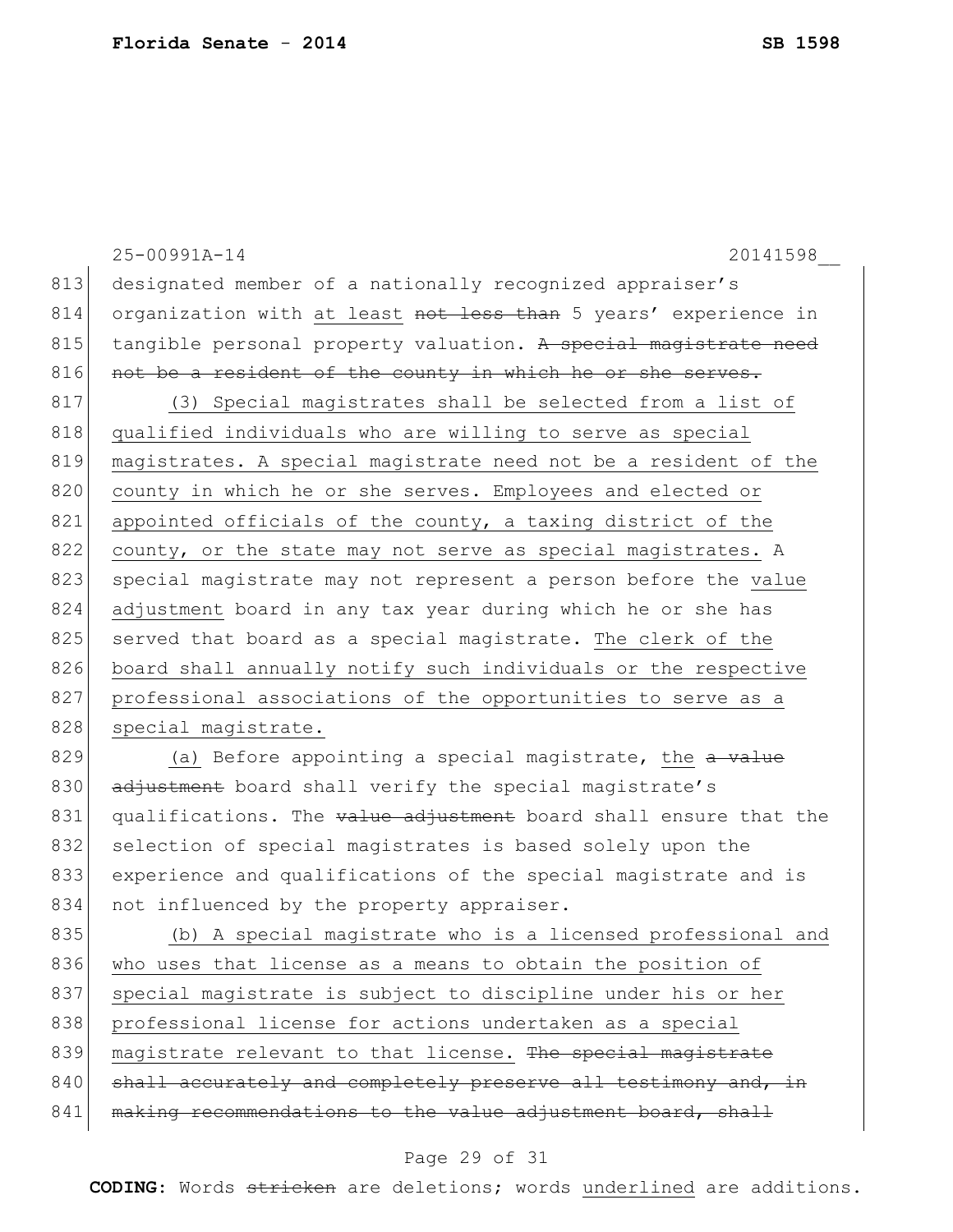25-00991A-14 20141598__

813 designated member of a nationally recognized appraiser's
814 organization with at least ~~not less than~~ 5 years' experience in
815 tangible personal property valuation. ~~A special magistrate need~~
816 ~~not be a resident of the county in which he or she serves.~~
817 (3) Special magistrates shall be selected from a list of
818 qualified individuals who are willing to serve as special
819 magistrates. A special magistrate need not be a resident of the
820 county in which he or she serves. Employees and elected or
821 appointed officials of the county, a taxing district of the
822 county, or the state may not serve as special magistrates. A
823 special magistrate may not represent a person before the value
824 adjustment board in any tax year during which he or she has
825 served that board as a special magistrate. The clerk of the
826 board shall annually notify such individuals or the respective
827 professional associations of the opportunities to serve as a
828 special magistrate.
829 (a) Before appointing a special magistrate, the ~~a value~~
830 ~~adjustment~~ board shall verify the special magistrate's
831 qualifications. The ~~value adjustment~~ board shall ensure that the
832 selection of special magistrates is based solely upon the
833 experience and qualifications of the special magistrate and is
834 not influenced by the property appraiser.
835 (b) A special magistrate who is a licensed professional and
836 who uses that license as a means to obtain the position of
837 special magistrate is subject to discipline under his or her
838 professional license for actions undertaken as a special
839 magistrate relevant to that license. ~~The special magistrate~~
840 ~~shall accurately and completely preserve all testimony and, in~~
841 ~~making recommendations to the value adjustment board, shall~~

**CODING:** Words ~~stricken~~ are deletions; words underlined are additions.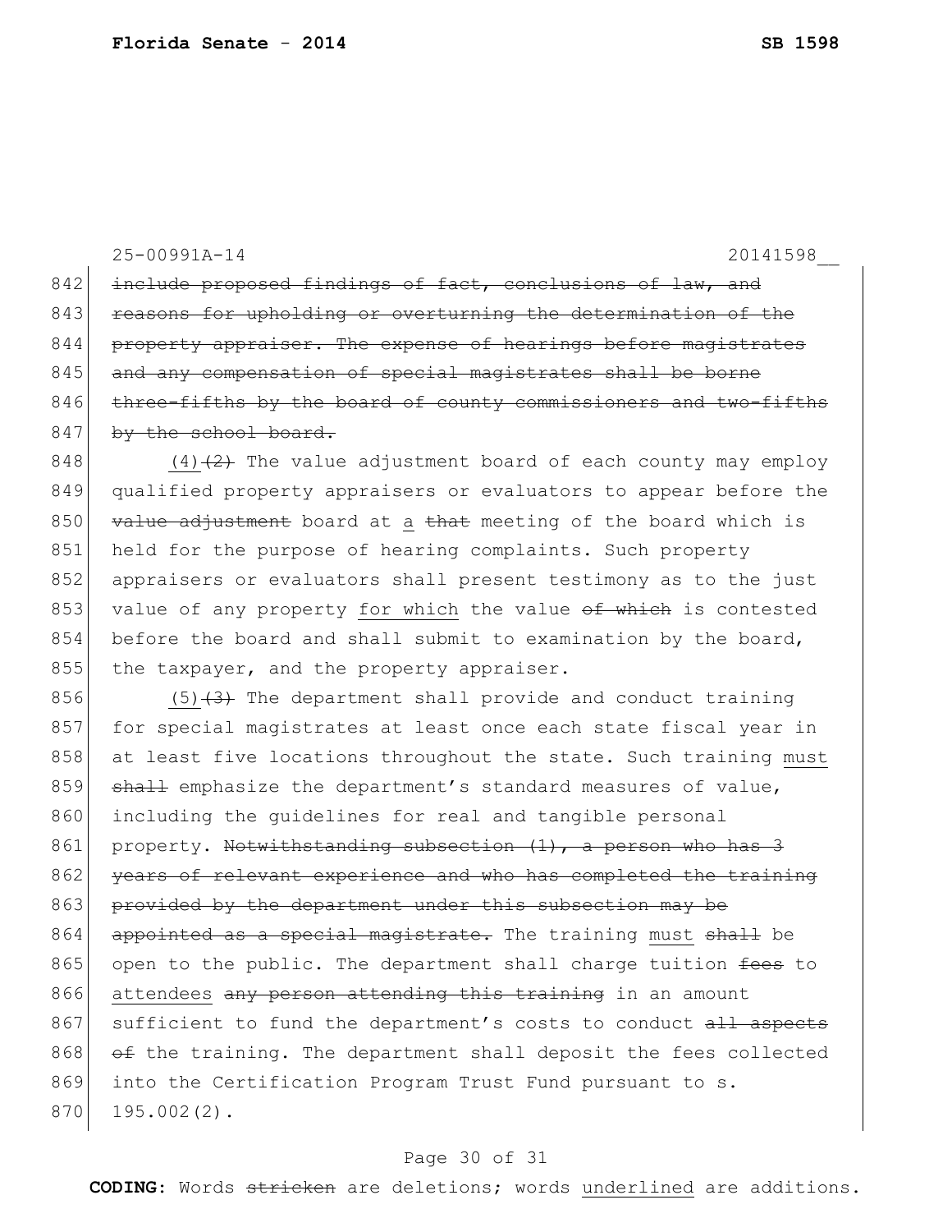25-00991A-14 20141598__

842 ~~include proposed findings of fact, conclusions of law, and~~
843 ~~reasons for upholding or overturning the determination of the~~
844 ~~property appraiser. The expense of hearings before magistrates~~
845 ~~and any compensation of special magistrates shall be borne~~
846 ~~three-fifths by the board of county commissioners and two-fifths~~
847 ~~by the school board.~~

848 <u>(4)</u>~~(2)~~ The value adjustment board of each county may employ
849 qualified property appraisers or evaluators to appear before the
850 ~~value adjustment~~ board at <u>a</u> ~~that~~ meeting of the board which is
851 held for the purpose of hearing complaints. Such property
852 appraisers or evaluators shall present testimony as to the just
853 value of any property <u>for which</u> the value ~~of which~~ is contested
854 before the board and shall submit to examination by the board,
855 the taxpayer, and the property appraiser.

856 <u>(5)</u>~~(3)~~ The department shall provide and conduct training
857 for special magistrates at least once each state fiscal year in
858 at least five locations throughout the state. Such training <u>must</u>
859 ~~shall~~ emphasize the department's standard measures of value,
860 including the guidelines for real and tangible personal
861 property. ~~Notwithstanding subsection (1), a person who has 3~~
862 ~~years of relevant experience and who has completed the training~~
863 ~~provided by the department under this subsection may be~~
864 ~~appointed as a special magistrate.~~ The training <u>must</u> ~~shall~~ be
865 open to the public. The department shall charge tuition ~~fees~~ to
866 <u>attendees</u> ~~any person attending this training~~ in an amount
867 sufficient to fund the department's costs to conduct ~~all aspects~~
868 ~~of~~ the training. The department shall deposit the fees collected
869 into the Certification Program Trust Fund pursuant to s.
870 195.002(2).

**CODING:** Words ~~stricken~~ are deletions; words <u>underlined</u> are additions.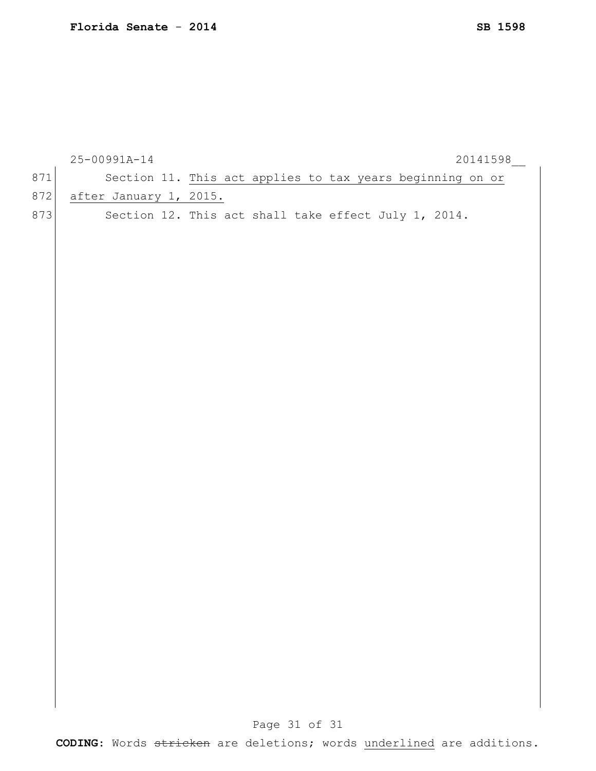25-00991A-14 20141598__

871 Section 11. This act applies to tax years beginning on or
872 after January 1, 2015.
873 Section 12. This act shall take effect July 1, 2014.